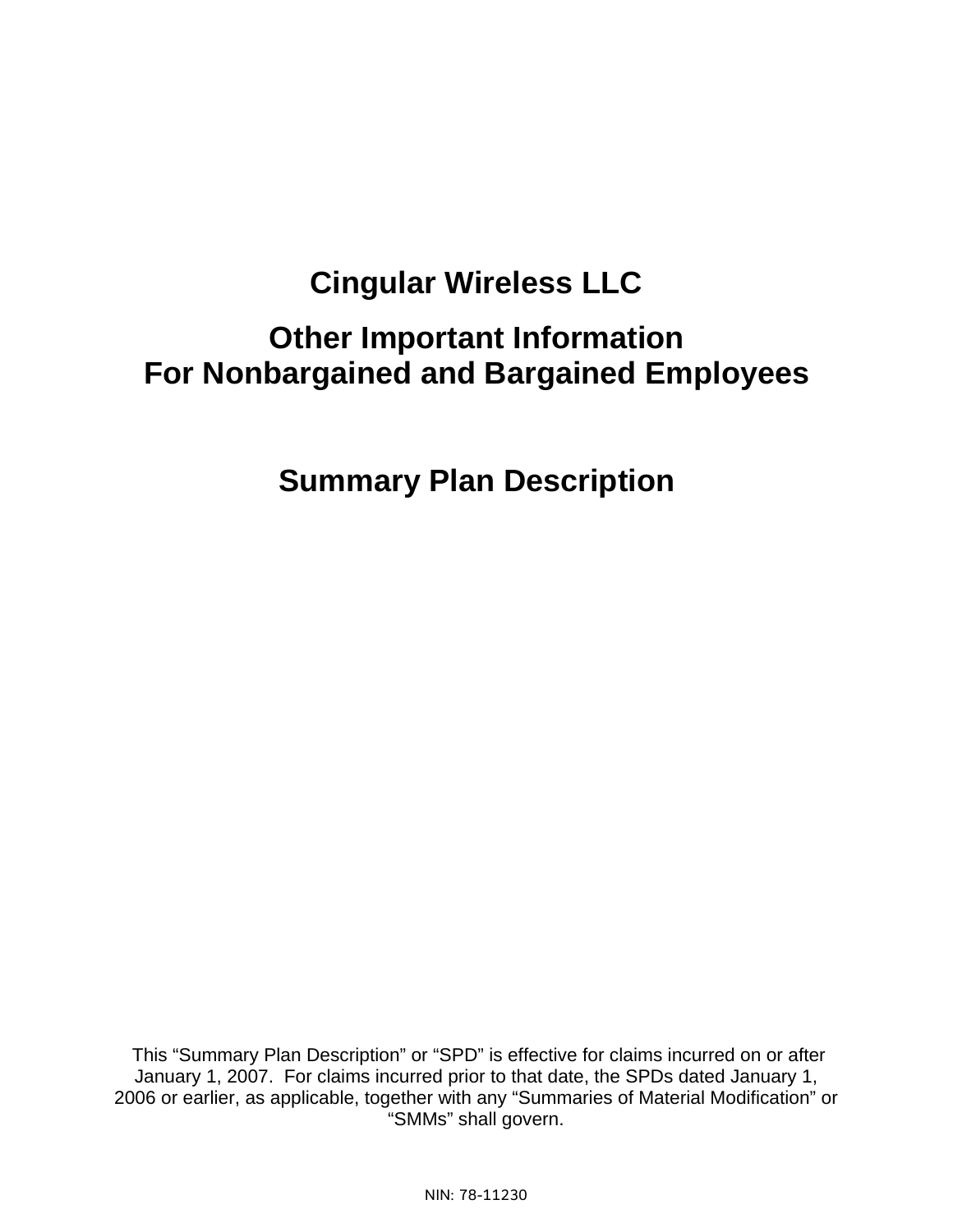# Cingular Wireless LLC

## Other Important Information
## For Nonbargained and Bargained Employees

## Summary Plan Description

This "Summary Plan Description" or "SPD" is effective for claims incurred on or after January 1, 2007. For claims incurred prior to that date, the SPDs dated January 1, 2006 or earlier, as applicable, together with any "Summaries of Material Modification" or "SMMs" shall govern.

NIN: 78-11230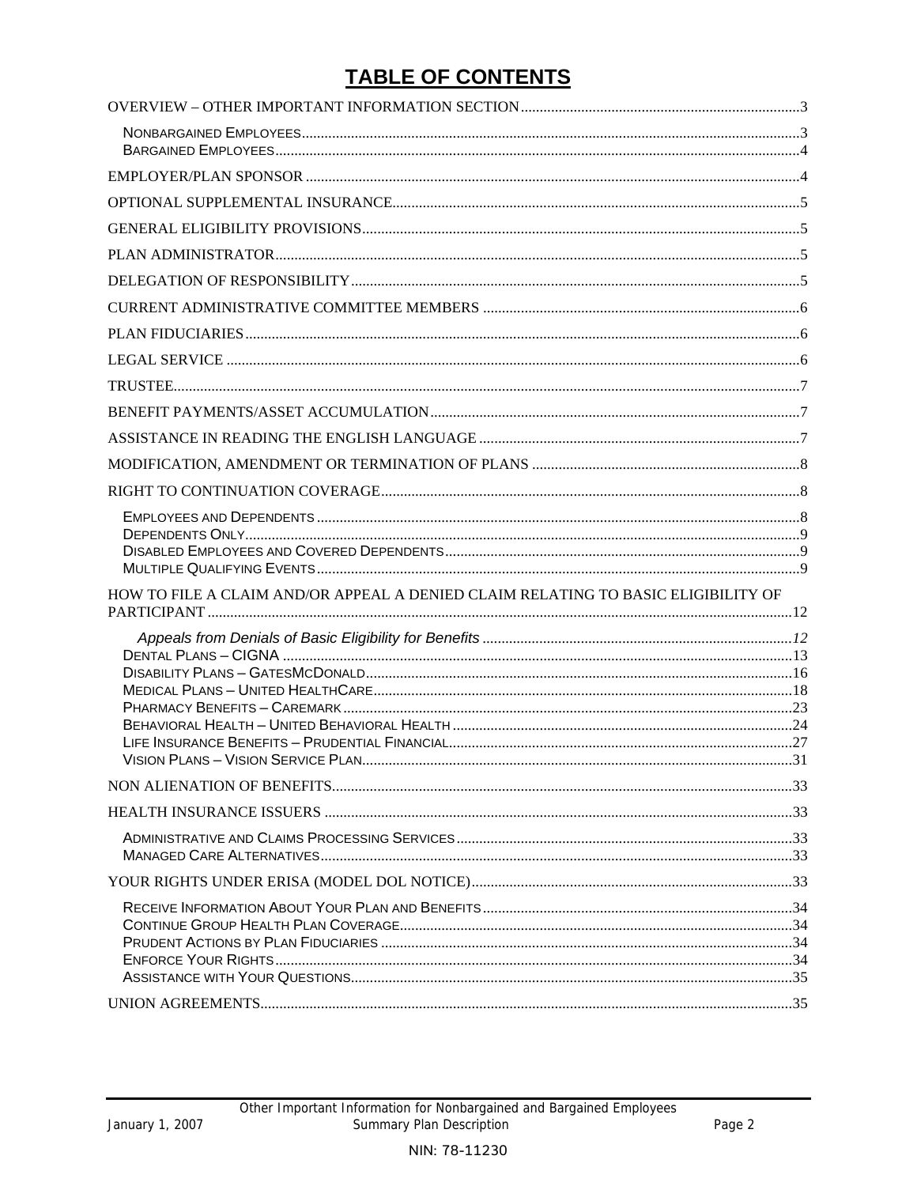# TABLE OF CONTENTS

OVERVIEW – OTHER IMPORTANT INFORMATION SECTION ..... 3

- NONBARGAINED EMPLOYEES ..... 3
- BARGAINED EMPLOYEES ..... 4

EMPLOYER/PLAN SPONSOR ..... 4

OPTIONAL SUPPLEMENTAL INSURANCE ..... 5

GENERAL ELIGIBILITY PROVISIONS ..... 5

PLAN ADMINISTRATOR ..... 5

DELEGATION OF RESPONSIBILITY ..... 5

CURRENT ADMINISTRATIVE COMMITTEE MEMBERS ..... 6

PLAN FIDUCIARIES ..... 6

LEGAL SERVICE ..... 6

TRUSTEE ..... 7

BENEFIT PAYMENTS/ASSET ACCUMULATION ..... 7

ASSISTANCE IN READING THE ENGLISH LANGUAGE ..... 7

MODIFICATION, AMENDMENT OR TERMINATION OF PLANS ..... 8

RIGHT TO CONTINUATION COVERAGE ..... 8

- EMPLOYEES AND DEPENDENTS ..... 8
- DEPENDENTS ONLY ..... 9
- DISABLED EMPLOYEES AND COVERED DEPENDENTS ..... 9
- MULTIPLE QUALIFYING EVENTS ..... 9

HOW TO FILE A CLAIM AND/OR APPEAL A DENIED CLAIM RELATING TO BASIC ELIGIBILITY OF PARTICIPANT ..... 12

- *Appeals from Denials of Basic Eligibility for Benefits* ..... *12*
- DENTAL PLANS – CIGNA ..... 13
- DISABILITY PLANS – GATESMCDONALD ..... 16
- MEDICAL PLANS – UNITED HEALTHCARE ..... 18
- PHARMACY BENEFITS – CAREMARK ..... 23
- BEHAVIORAL HEALTH – UNITED BEHAVIORAL HEALTH ..... 24
- LIFE INSURANCE BENEFITS – PRUDENTIAL FINANCIAL ..... 27
- VISION PLANS – VISION SERVICE PLAN ..... 31

NON ALIENATION OF BENEFITS ..... 33

HEALTH INSURANCE ISSUERS ..... 33

- ADMINISTRATIVE AND CLAIMS PROCESSING SERVICES ..... 33
- MANAGED CARE ALTERNATIVES ..... 33

YOUR RIGHTS UNDER ERISA (MODEL DOL NOTICE) ..... 33

- RECEIVE INFORMATION ABOUT YOUR PLAN AND BENEFITS ..... 34
- CONTINUE GROUP HEALTH PLAN COVERAGE ..... 34
- PRUDENT ACTIONS BY PLAN FIDUCIARIES ..... 34
- ENFORCE YOUR RIGHTS ..... 34
- ASSISTANCE WITH YOUR QUESTIONS ..... 35

UNION AGREEMENTS ..... 35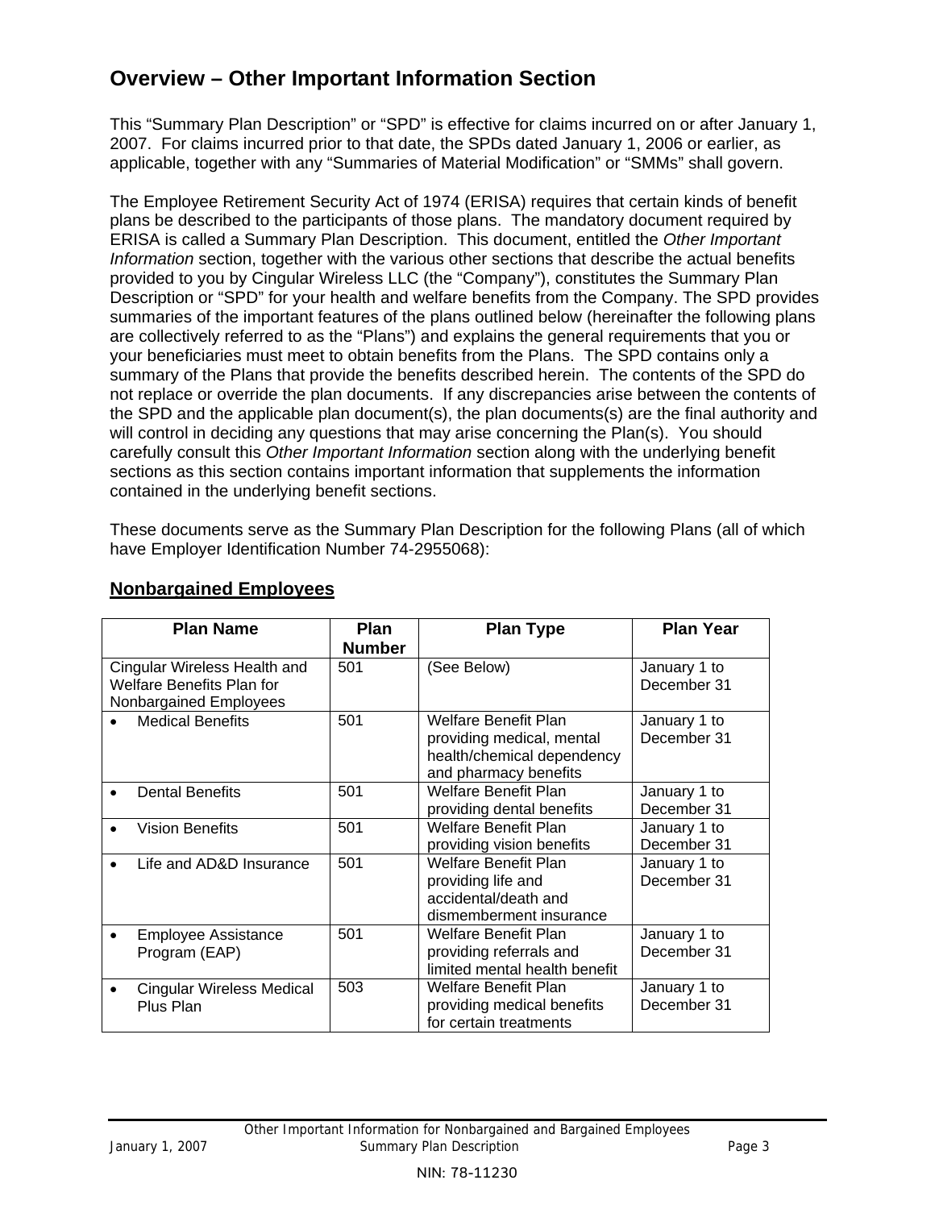## Overview – Other Important Information Section

This "Summary Plan Description" or "SPD" is effective for claims incurred on or after January 1, 2007. For claims incurred prior to that date, the SPDs dated January 1, 2006 or earlier, as applicable, together with any "Summaries of Material Modification" or "SMMs" shall govern.

The Employee Retirement Security Act of 1974 (ERISA) requires that certain kinds of benefit plans be described to the participants of those plans. The mandatory document required by ERISA is called a Summary Plan Description. This document, entitled the *Other Important Information* section, together with the various other sections that describe the actual benefits provided to you by Cingular Wireless LLC (the "Company"), constitutes the Summary Plan Description or "SPD" for your health and welfare benefits from the Company. The SPD provides summaries of the important features of the plans outlined below (hereinafter the following plans are collectively referred to as the "Plans") and explains the general requirements that you or your beneficiaries must meet to obtain benefits from the Plans. The SPD contains only a summary of the Plans that provide the benefits described herein. The contents of the SPD do not replace or override the plan documents. If any discrepancies arise between the contents of the SPD and the applicable plan document(s), the plan documents(s) are the final authority and will control in deciding any questions that may arise concerning the Plan(s). You should carefully consult this *Other Important Information* section along with the underlying benefit sections as this section contains important information that supplements the information contained in the underlying benefit sections.

These documents serve as the Summary Plan Description for the following Plans (all of which have Employer Identification Number 74-2955068):

**Nonbargained Employees**

| Plan Name | Plan Number | Plan Type | Plan Year |
|---|---|---|---|
| Cingular Wireless Health and Welfare Benefits Plan for Nonbargained Employees | 501 | (See Below) | January 1 to December 31 |
| • Medical Benefits | 501 | Welfare Benefit Plan providing medical, mental health/chemical dependency and pharmacy benefits | January 1 to December 31 |
| • Dental Benefits | 501 | Welfare Benefit Plan providing dental benefits | January 1 to December 31 |
| • Vision Benefits | 501 | Welfare Benefit Plan providing vision benefits | January 1 to December 31 |
| • Life and AD&D Insurance | 501 | Welfare Benefit Plan providing life and accidental/death and dismemberment insurance | January 1 to December 31 |
| • Employee Assistance Program (EAP) | 501 | Welfare Benefit Plan providing referrals and limited mental health benefit | January 1 to December 31 |
| • Cingular Wireless Medical Plus Plan | 503 | Welfare Benefit Plan providing medical benefits for certain treatments | January 1 to December 31 |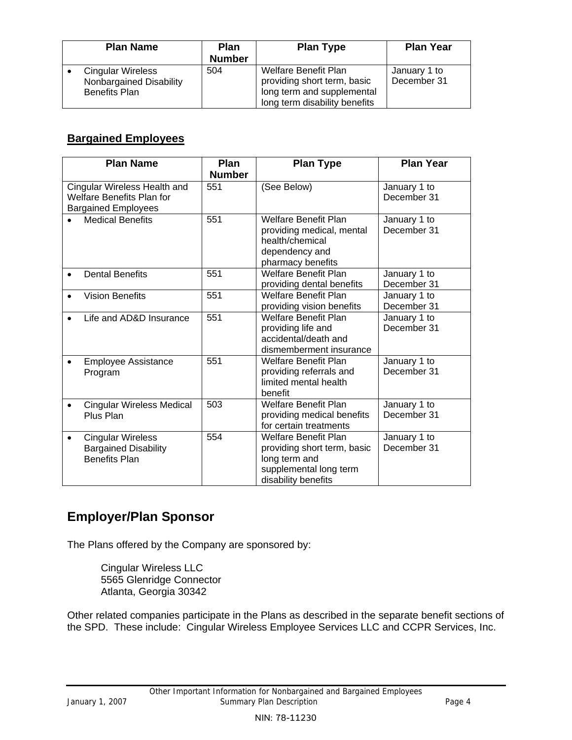| Plan Name | Plan Number | Plan Type | Plan Year |
|---|---|---|---|
| • Cingular Wireless Nonbargained Disability Benefits Plan | 504 | Welfare Benefit Plan providing short term, basic long term and supplemental long term disability benefits | January 1 to December 31 |

**Bargained Employees**

| Plan Name | Plan Number | Plan Type | Plan Year |
|---|---|---|---|
| Cingular Wireless Health and Welfare Benefits Plan for Bargained Employees | 551 | (See Below) | January 1 to December 31 |
| • Medical Benefits | 551 | Welfare Benefit Plan providing medical, mental health/chemical dependency and pharmacy benefits | January 1 to December 31 |
| • Dental Benefits | 551 | Welfare Benefit Plan providing dental benefits | January 1 to December 31 |
| • Vision Benefits | 551 | Welfare Benefit Plan providing vision benefits | January 1 to December 31 |
| • Life and AD&D Insurance | 551 | Welfare Benefit Plan providing life and accidental/death and dismemberment insurance | January 1 to December 31 |
| • Employee Assistance Program | 551 | Welfare Benefit Plan providing referrals and limited mental health benefit | January 1 to December 31 |
| • Cingular Wireless Medical Plus Plan | 503 | Welfare Benefit Plan providing medical benefits for certain treatments | January 1 to December 31 |
| • Cingular Wireless Bargained Disability Benefits Plan | 554 | Welfare Benefit Plan providing short term, basic long term and supplemental long term disability benefits | January 1 to December 31 |

## Employer/Plan Sponsor

The Plans offered by the Company are sponsored by:

Cingular Wireless LLC
5565 Glenridge Connector
Atlanta, Georgia 30342

Other related companies participate in the Plans as described in the separate benefit sections of the SPD. These include: Cingular Wireless Employee Services LLC and CCPR Services, Inc.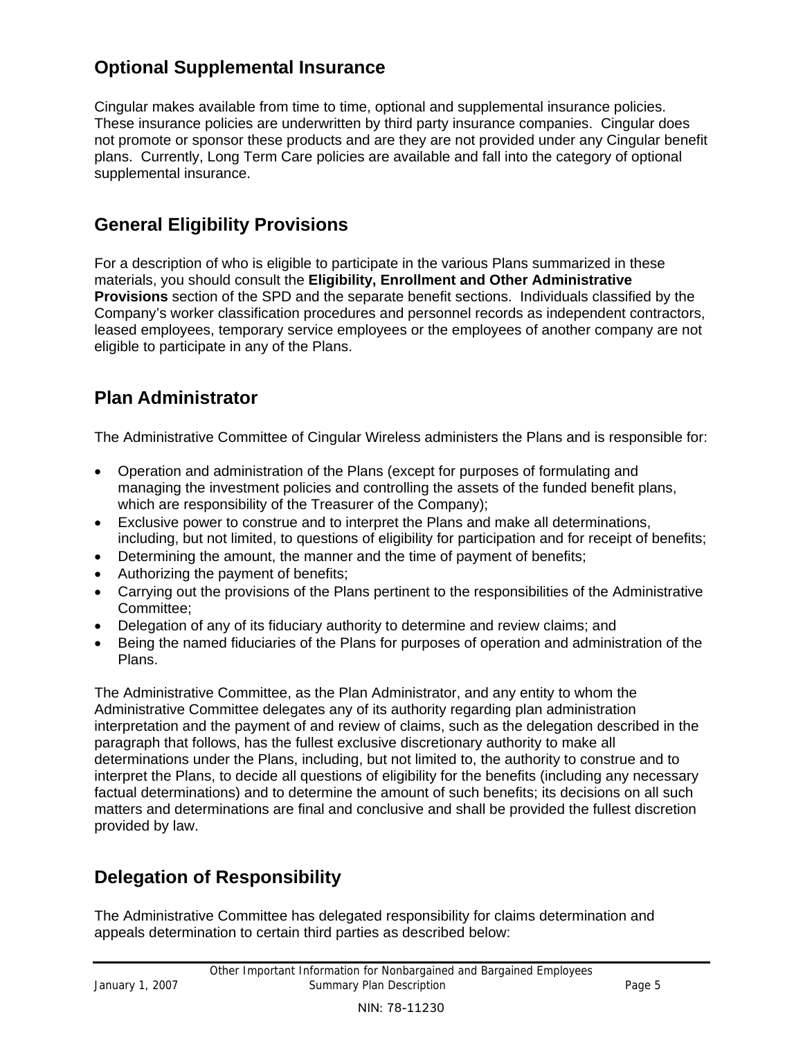## Optional Supplemental Insurance

Cingular makes available from time to time, optional and supplemental insurance policies. These insurance policies are underwritten by third party insurance companies. Cingular does not promote or sponsor these products and are they are not provided under any Cingular benefit plans. Currently, Long Term Care policies are available and fall into the category of optional supplemental insurance.

## General Eligibility Provisions

For a description of who is eligible to participate in the various Plans summarized in these materials, you should consult the **Eligibility, Enrollment and Other Administrative Provisions** section of the SPD and the separate benefit sections. Individuals classified by the Company's worker classification procedures and personnel records as independent contractors, leased employees, temporary service employees or the employees of another company are not eligible to participate in any of the Plans.

## Plan Administrator

The Administrative Committee of Cingular Wireless administers the Plans and is responsible for:

- Operation and administration of the Plans (except for purposes of formulating and managing the investment policies and controlling the assets of the funded benefit plans, which are responsibility of the Treasurer of the Company);
- Exclusive power to construe and to interpret the Plans and make all determinations, including, but not limited, to questions of eligibility for participation and for receipt of benefits;
- Determining the amount, the manner and the time of payment of benefits;
- Authorizing the payment of benefits;
- Carrying out the provisions of the Plans pertinent to the responsibilities of the Administrative Committee;
- Delegation of any of its fiduciary authority to determine and review claims; and
- Being the named fiduciaries of the Plans for purposes of operation and administration of the Plans.

The Administrative Committee, as the Plan Administrator, and any entity to whom the Administrative Committee delegates any of its authority regarding plan administration interpretation and the payment of and review of claims, such as the delegation described in the paragraph that follows, has the fullest exclusive discretionary authority to make all determinations under the Plans, including, but not limited to, the authority to construe and to interpret the Plans, to decide all questions of eligibility for the benefits (including any necessary factual determinations) and to determine the amount of such benefits; its decisions on all such matters and determinations are final and conclusive and shall be provided the fullest discretion provided by law.

## Delegation of Responsibility

The Administrative Committee has delegated responsibility for claims determination and appeals determination to certain third parties as described below: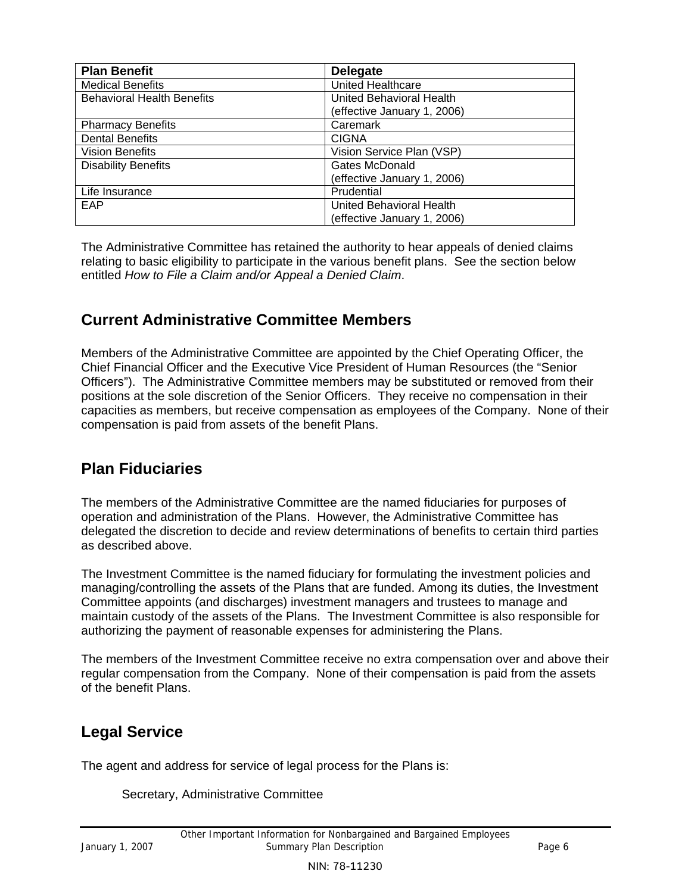| Plan Benefit | Delegate |
| --- | --- |
| Medical Benefits | United Healthcare |
| Behavioral Health Benefits | United Behavioral Health (effective January 1, 2006) |
| Pharmacy Benefits | Caremark |
| Dental Benefits | CIGNA |
| Vision Benefits | Vision Service Plan (VSP) |
| Disability Benefits | Gates McDonald (effective January 1, 2006) |
| Life Insurance | Prudential |
| EAP | United Behavioral Health (effective January 1, 2006) |

The Administrative Committee has retained the authority to hear appeals of denied claims relating to basic eligibility to participate in the various benefit plans. See the section below entitled *How to File a Claim and/or Appeal a Denied Claim*.

## Current Administrative Committee Members

Members of the Administrative Committee are appointed by the Chief Operating Officer, the Chief Financial Officer and the Executive Vice President of Human Resources (the "Senior Officers"). The Administrative Committee members may be substituted or removed from their positions at the sole discretion of the Senior Officers. They receive no compensation in their capacities as members, but receive compensation as employees of the Company. None of their compensation is paid from assets of the benefit Plans.

## Plan Fiduciaries

The members of the Administrative Committee are the named fiduciaries for purposes of operation and administration of the Plans. However, the Administrative Committee has delegated the discretion to decide and review determinations of benefits to certain third parties as described above.

The Investment Committee is the named fiduciary for formulating the investment policies and managing/controlling the assets of the Plans that are funded. Among its duties, the Investment Committee appoints (and discharges) investment managers and trustees to manage and maintain custody of the assets of the Plans. The Investment Committee is also responsible for authorizing the payment of reasonable expenses for administering the Plans.

The members of the Investment Committee receive no extra compensation over and above their regular compensation from the Company. None of their compensation is paid from the assets of the benefit Plans.

## Legal Service

The agent and address for service of legal process for the Plans is:

Secretary, Administrative Committee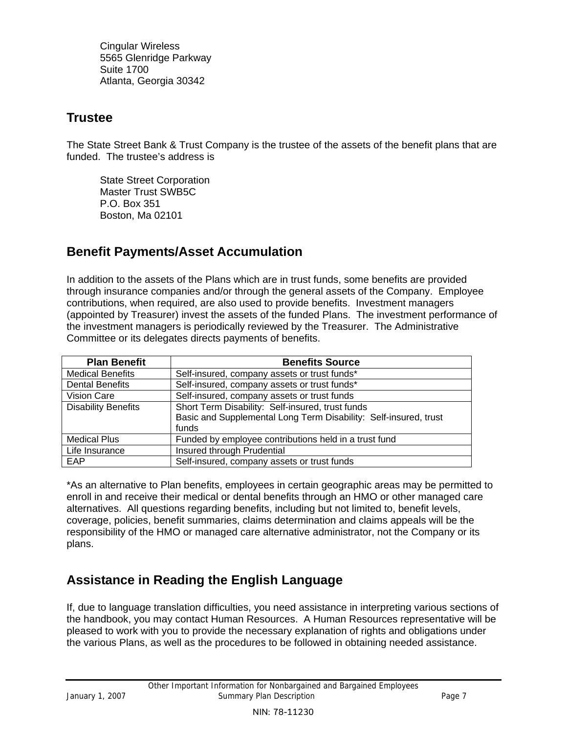Cingular Wireless
5565 Glenridge Parkway
Suite 1700
Atlanta, Georgia 30342

## Trustee

The State Street Bank & Trust Company is the trustee of the assets of the benefit plans that are funded. The trustee's address is

State Street Corporation
Master Trust SWB5C
P.O. Box 351
Boston, Ma 02101

## Benefit Payments/Asset Accumulation

In addition to the assets of the Plans which are in trust funds, some benefits are provided through insurance companies and/or through the general assets of the Company. Employee contributions, when required, are also used to provide benefits. Investment managers (appointed by Treasurer) invest the assets of the funded Plans. The investment performance of the investment managers is periodically reviewed by the Treasurer. The Administrative Committee or its delegates directs payments of benefits.

| Plan Benefit | Benefits Source |
|---|---|
| Medical Benefits | Self-insured, company assets or trust funds* |
| Dental Benefits | Self-insured, company assets or trust funds* |
| Vision Care | Self-insured, company assets or trust funds |
| Disability Benefits | Short Term Disability: Self-insured, trust funds<br>Basic and Supplemental Long Term Disability: Self-insured, trust funds |
| Medical Plus | Funded by employee contributions held in a trust fund |
| Life Insurance | Insured through Prudential |
| EAP | Self-insured, company assets or trust funds |

*As an alternative to Plan benefits, employees in certain geographic areas may be permitted to enroll in and receive their medical or dental benefits through an HMO or other managed care alternatives. All questions regarding benefits, including but not limited to, benefit levels, coverage, policies, benefit summaries, claims determination and claims appeals will be the responsibility of the HMO or managed care alternative administrator, not the Company or its plans.

## Assistance in Reading the English Language

If, due to language translation difficulties, you need assistance in interpreting various sections of the handbook, you may contact Human Resources. A Human Resources representative will be pleased to work with you to provide the necessary explanation of rights and obligations under the various Plans, as well as the procedures to be followed in obtaining needed assistance.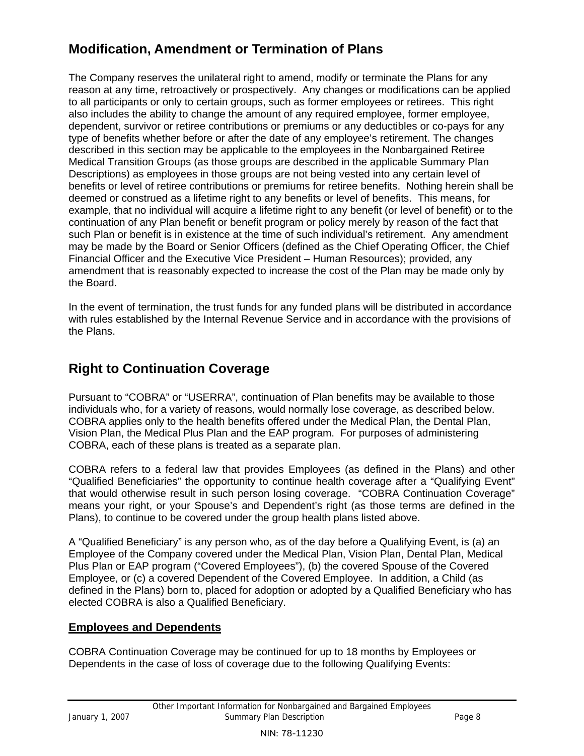## Modification, Amendment or Termination of Plans

The Company reserves the unilateral right to amend, modify or terminate the Plans for any reason at any time, retroactively or prospectively. Any changes or modifications can be applied to all participants or only to certain groups, such as former employees or retirees. This right also includes the ability to change the amount of any required employee, former employee, dependent, survivor or retiree contributions or premiums or any deductibles or co-pays for any type of benefits whether before or after the date of any employee's retirement. The changes described in this section may be applicable to the employees in the Nonbargained Retiree Medical Transition Groups (as those groups are described in the applicable Summary Plan Descriptions) as employees in those groups are not being vested into any certain level of benefits or level of retiree contributions or premiums for retiree benefits. Nothing herein shall be deemed or construed as a lifetime right to any benefits or level of benefits. This means, for example, that no individual will acquire a lifetime right to any benefit (or level of benefit) or to the continuation of any Plan benefit or benefit program or policy merely by reason of the fact that such Plan or benefit is in existence at the time of such individual's retirement. Any amendment may be made by the Board or Senior Officers (defined as the Chief Operating Officer, the Chief Financial Officer and the Executive Vice President – Human Resources); provided, any amendment that is reasonably expected to increase the cost of the Plan may be made only by the Board.

In the event of termination, the trust funds for any funded plans will be distributed in accordance with rules established by the Internal Revenue Service and in accordance with the provisions of the Plans.

## Right to Continuation Coverage

Pursuant to "COBRA" or "USERRA", continuation of Plan benefits may be available to those individuals who, for a variety of reasons, would normally lose coverage, as described below. COBRA applies only to the health benefits offered under the Medical Plan, the Dental Plan, Vision Plan, the Medical Plus Plan and the EAP program. For purposes of administering COBRA, each of these plans is treated as a separate plan.

COBRA refers to a federal law that provides Employees (as defined in the Plans) and other "Qualified Beneficiaries" the opportunity to continue health coverage after a "Qualifying Event" that would otherwise result in such person losing coverage. "COBRA Continuation Coverage" means your right, or your Spouse's and Dependent's right (as those terms are defined in the Plans), to continue to be covered under the group health plans listed above.

A "Qualified Beneficiary" is any person who, as of the day before a Qualifying Event, is (a) an Employee of the Company covered under the Medical Plan, Vision Plan, Dental Plan, Medical Plus Plan or EAP program ("Covered Employees"), (b) the covered Spouse of the Covered Employee, or (c) a covered Dependent of the Covered Employee. In addition, a Child (as defined in the Plans) born to, placed for adoption or adopted by a Qualified Beneficiary who has elected COBRA is also a Qualified Beneficiary.

### Employees and Dependents

COBRA Continuation Coverage may be continued for up to 18 months by Employees or Dependents in the case of loss of coverage due to the following Qualifying Events: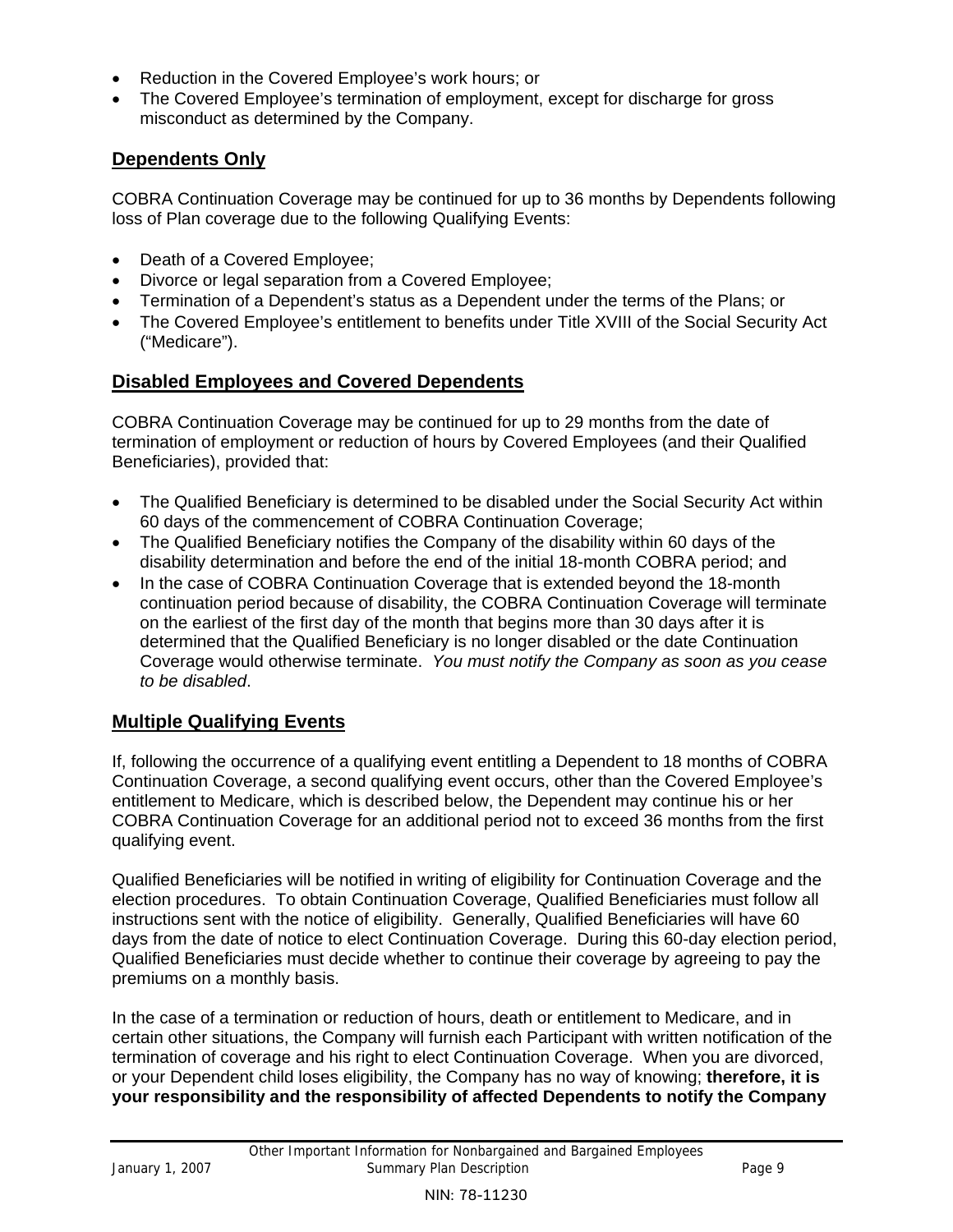- Reduction in the Covered Employee's work hours; or
- The Covered Employee's termination of employment, except for discharge for gross misconduct as determined by the Company.

## Dependents Only

COBRA Continuation Coverage may be continued for up to 36 months by Dependents following loss of Plan coverage due to the following Qualifying Events:

- Death of a Covered Employee;
- Divorce or legal separation from a Covered Employee;
- Termination of a Dependent's status as a Dependent under the terms of the Plans; or
- The Covered Employee's entitlement to benefits under Title XVIII of the Social Security Act ("Medicare").

## Disabled Employees and Covered Dependents

COBRA Continuation Coverage may be continued for up to 29 months from the date of termination of employment or reduction of hours by Covered Employees (and their Qualified Beneficiaries), provided that:

- The Qualified Beneficiary is determined to be disabled under the Social Security Act within 60 days of the commencement of COBRA Continuation Coverage;
- The Qualified Beneficiary notifies the Company of the disability within 60 days of the disability determination and before the end of the initial 18-month COBRA period; and
- In the case of COBRA Continuation Coverage that is extended beyond the 18-month continuation period because of disability, the COBRA Continuation Coverage will terminate on the earliest of the first day of the month that begins more than 30 days after it is determined that the Qualified Beneficiary is no longer disabled or the date Continuation Coverage would otherwise terminate. *You must notify the Company as soon as you cease to be disabled*.

## Multiple Qualifying Events

If, following the occurrence of a qualifying event entitling a Dependent to 18 months of COBRA Continuation Coverage, a second qualifying event occurs, other than the Covered Employee's entitlement to Medicare, which is described below, the Dependent may continue his or her COBRA Continuation Coverage for an additional period not to exceed 36 months from the first qualifying event.

Qualified Beneficiaries will be notified in writing of eligibility for Continuation Coverage and the election procedures. To obtain Continuation Coverage, Qualified Beneficiaries must follow all instructions sent with the notice of eligibility. Generally, Qualified Beneficiaries will have 60 days from the date of notice to elect Continuation Coverage. During this 60-day election period, Qualified Beneficiaries must decide whether to continue their coverage by agreeing to pay the premiums on a monthly basis.

In the case of a termination or reduction of hours, death or entitlement to Medicare, and in certain other situations, the Company will furnish each Participant with written notification of the termination of coverage and his right to elect Continuation Coverage. When you are divorced, or your Dependent child loses eligibility, the Company has no way of knowing; **therefore, it is your responsibility and the responsibility of affected Dependents to notify the Company**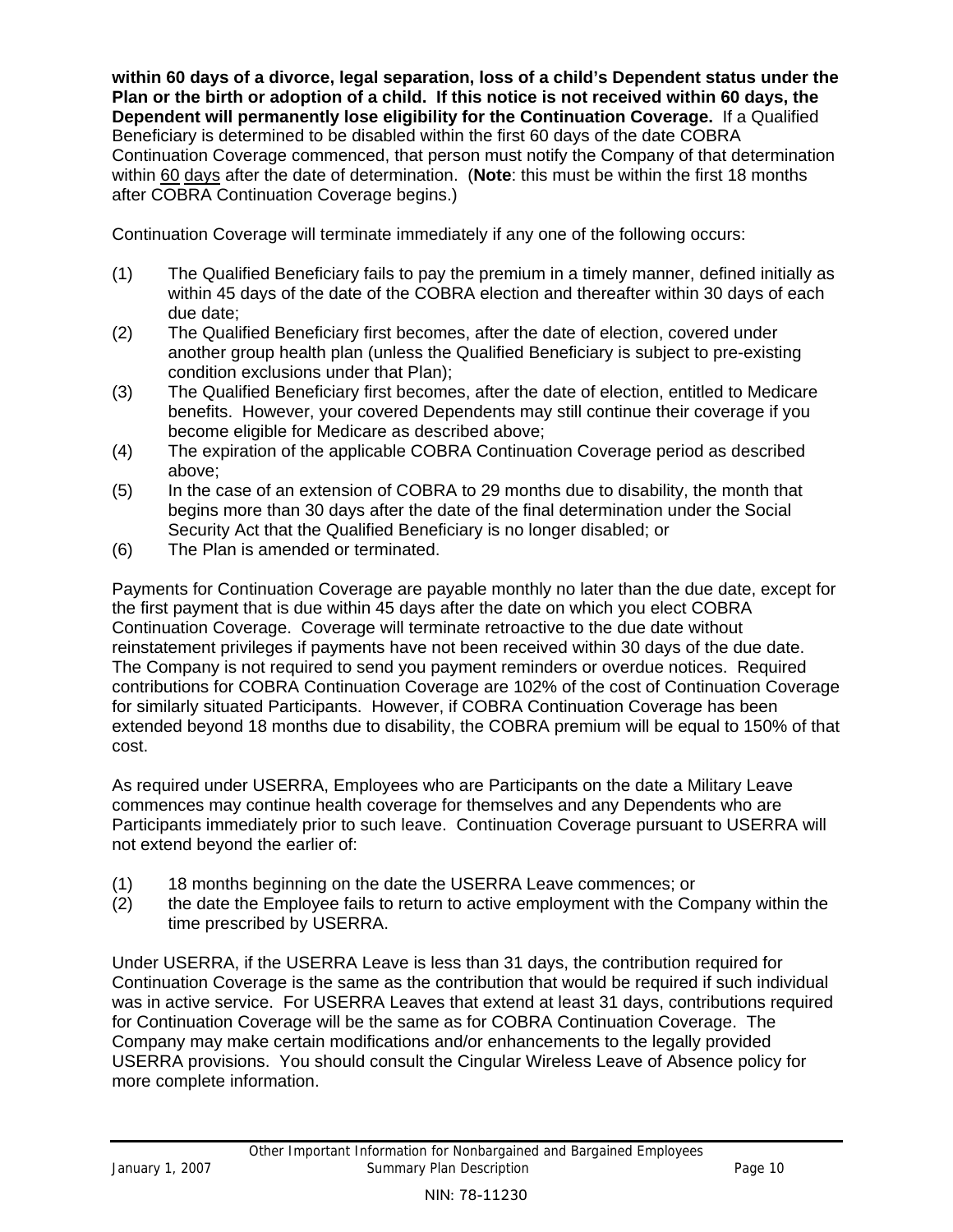**within 60 days of a divorce, legal separation, loss of a child's Dependent status under the Plan or the birth or adoption of a child. If this notice is not received within 60 days, the Dependent will permanently lose eligibility for the Continuation Coverage.** If a Qualified Beneficiary is determined to be disabled within the first 60 days of the date COBRA Continuation Coverage commenced, that person must notify the Company of that determination within 60 days after the date of determination. (**Note**: this must be within the first 18 months after COBRA Continuation Coverage begins.)

Continuation Coverage will terminate immediately if any one of the following occurs:

(1) The Qualified Beneficiary fails to pay the premium in a timely manner, defined initially as within 45 days of the date of the COBRA election and thereafter within 30 days of each due date;
(2) The Qualified Beneficiary first becomes, after the date of election, covered under another group health plan (unless the Qualified Beneficiary is subject to pre-existing condition exclusions under that Plan);
(3) The Qualified Beneficiary first becomes, after the date of election, entitled to Medicare benefits. However, your covered Dependents may still continue their coverage if you become eligible for Medicare as described above;
(4) The expiration of the applicable COBRA Continuation Coverage period as described above;
(5) In the case of an extension of COBRA to 29 months due to disability, the month that begins more than 30 days after the date of the final determination under the Social Security Act that the Qualified Beneficiary is no longer disabled; or
(6) The Plan is amended or terminated.

Payments for Continuation Coverage are payable monthly no later than the due date, except for the first payment that is due within 45 days after the date on which you elect COBRA Continuation Coverage. Coverage will terminate retroactive to the due date without reinstatement privileges if payments have not been received within 30 days of the due date. The Company is not required to send you payment reminders or overdue notices. Required contributions for COBRA Continuation Coverage are 102% of the cost of Continuation Coverage for similarly situated Participants. However, if COBRA Continuation Coverage has been extended beyond 18 months due to disability, the COBRA premium will be equal to 150% of that cost.

As required under USERRA, Employees who are Participants on the date a Military Leave commences may continue health coverage for themselves and any Dependents who are Participants immediately prior to such leave. Continuation Coverage pursuant to USERRA will not extend beyond the earlier of:

(1) 18 months beginning on the date the USERRA Leave commences; or
(2) the date the Employee fails to return to active employment with the Company within the time prescribed by USERRA.

Under USERRA, if the USERRA Leave is less than 31 days, the contribution required for Continuation Coverage is the same as the contribution that would be required if such individual was in active service. For USERRA Leaves that extend at least 31 days, contributions required for Continuation Coverage will be the same as for COBRA Continuation Coverage. The Company may make certain modifications and/or enhancements to the legally provided USERRA provisions. You should consult the Cingular Wireless Leave of Absence policy for more complete information.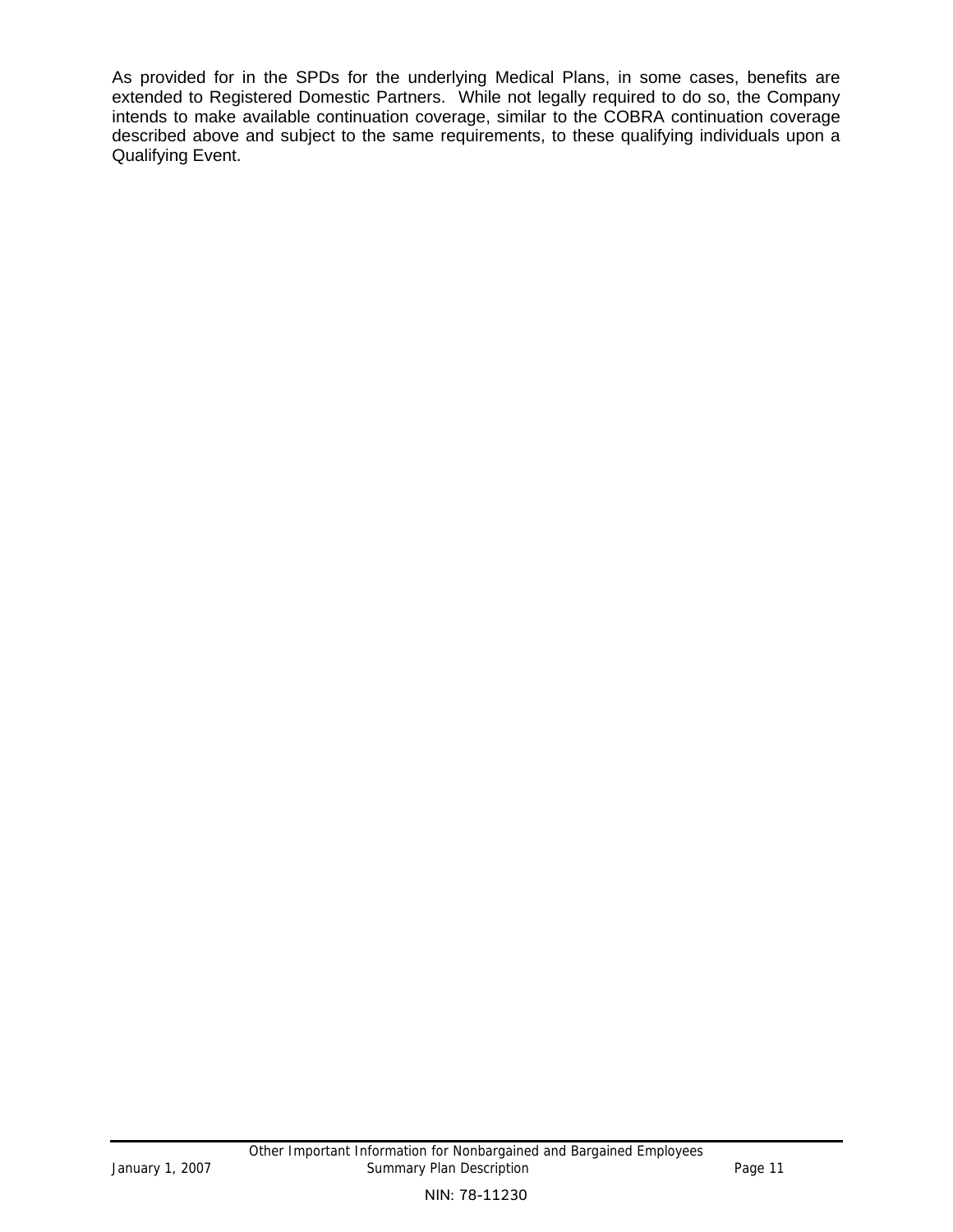As provided for in the SPDs for the underlying Medical Plans, in some cases, benefits are extended to Registered Domestic Partners. While not legally required to do so, the Company intends to make available continuation coverage, similar to the COBRA continuation coverage described above and subject to the same requirements, to these qualifying individuals upon a Qualifying Event.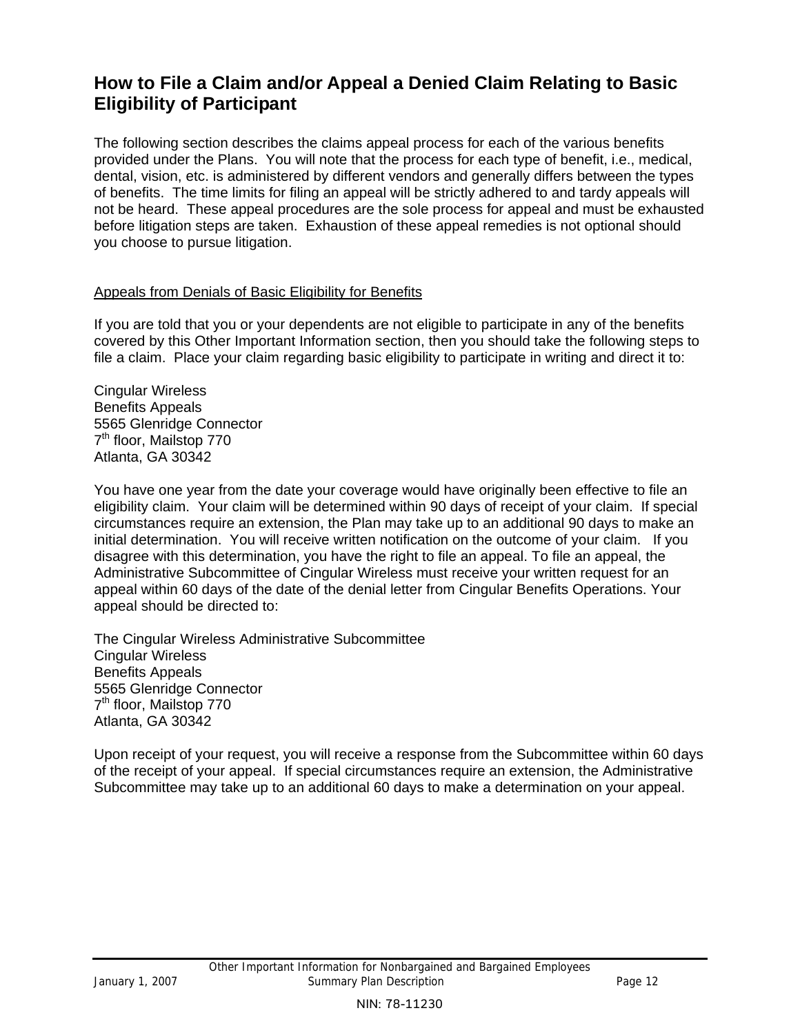## How to File a Claim and/or Appeal a Denied Claim Relating to Basic Eligibility of Participant

The following section describes the claims appeal process for each of the various benefits provided under the Plans. You will note that the process for each type of benefit, i.e., medical, dental, vision, etc. is administered by different vendors and generally differs between the types of benefits. The time limits for filing an appeal will be strictly adhered to and tardy appeals will not be heard. These appeal procedures are the sole process for appeal and must be exhausted before litigation steps are taken. Exhaustion of these appeal remedies is not optional should you choose to pursue litigation.

<u>Appeals from Denials of Basic Eligibility for Benefits</u>

If you are told that you or your dependents are not eligible to participate in any of the benefits covered by this Other Important Information section, then you should take the following steps to file a claim. Place your claim regarding basic eligibility to participate in writing and direct it to:

Cingular Wireless  
Benefits Appeals  
5565 Glenridge Connector  
7th floor, Mailstop 770  
Atlanta, GA 30342

You have one year from the date your coverage would have originally been effective to file an eligibility claim. Your claim will be determined within 90 days of receipt of your claim. If special circumstances require an extension, the Plan may take up to an additional 90 days to make an initial determination. You will receive written notification on the outcome of your claim. If you disagree with this determination, you have the right to file an appeal. To file an appeal, the Administrative Subcommittee of Cingular Wireless must receive your written request for an appeal within 60 days of the date of the denial letter from Cingular Benefits Operations. Your appeal should be directed to:

The Cingular Wireless Administrative Subcommittee  
Cingular Wireless  
Benefits Appeals  
5565 Glenridge Connector  
7th floor, Mailstop 770  
Atlanta, GA 30342

Upon receipt of your request, you will receive a response from the Subcommittee within 60 days of the receipt of your appeal. If special circumstances require an extension, the Administrative Subcommittee may take up to an additional 60 days to make a determination on your appeal.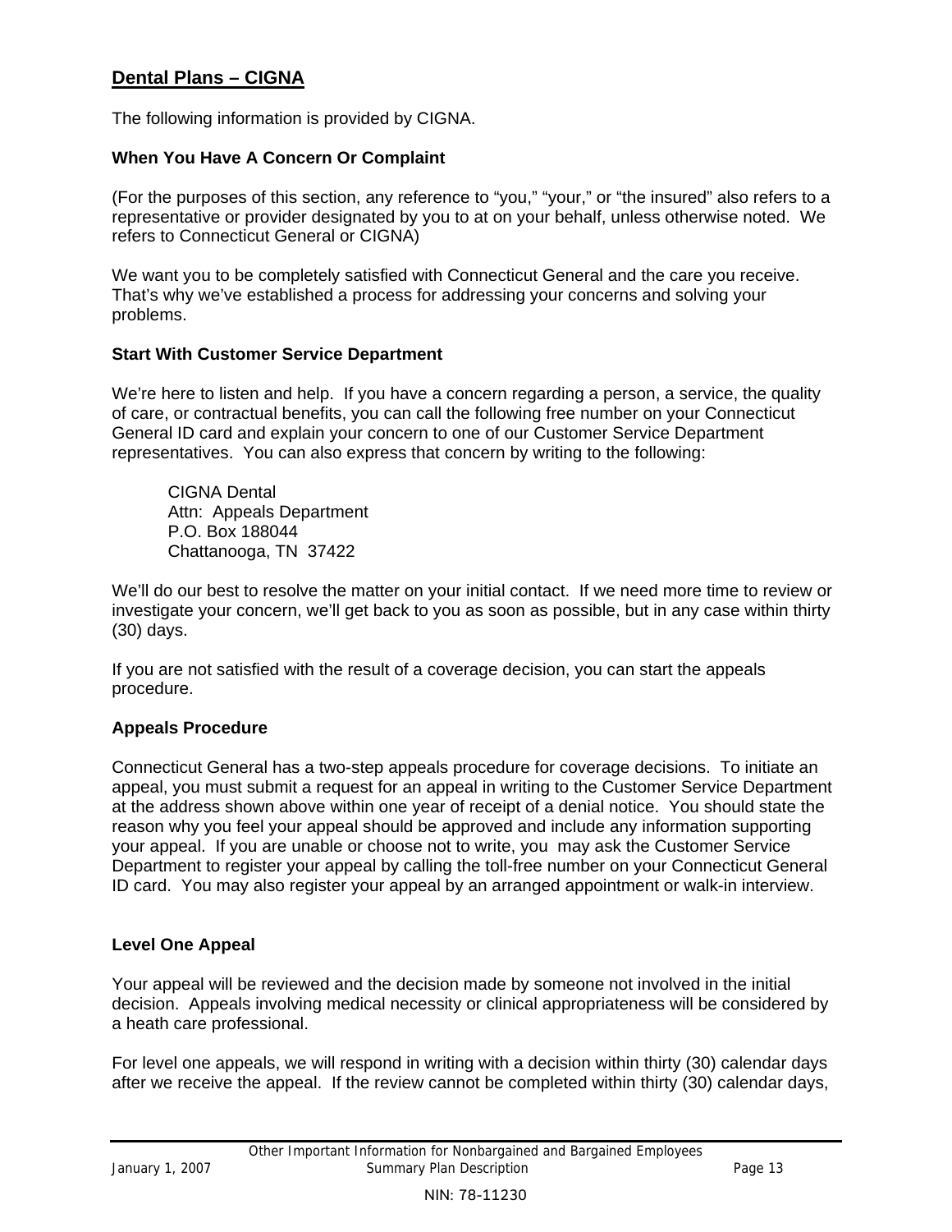## Dental Plans – CIGNA

The following information is provided by CIGNA.

### When You Have A Concern Or Complaint

(For the purposes of this section, any reference to "you," "your," or "the insured" also refers to a representative or provider designated by you to at on your behalf, unless otherwise noted. We refers to Connecticut General or CIGNA)

We want you to be completely satisfied with Connecticut General and the care you receive. That's why we've established a process for addressing your concerns and solving your problems.

### Start With Customer Service Department

We're here to listen and help. If you have a concern regarding a person, a service, the quality of care, or contractual benefits, you can call the following free number on your Connecticut General ID card and explain your concern to one of our Customer Service Department representatives. You can also express that concern by writing to the following:

CIGNA Dental
Attn: Appeals Department
P.O. Box 188044
Chattanooga, TN 37422

We'll do our best to resolve the matter on your initial contact. If we need more time to review or investigate your concern, we'll get back to you as soon as possible, but in any case within thirty (30) days.

If you are not satisfied with the result of a coverage decision, you can start the appeals procedure.

### Appeals Procedure

Connecticut General has a two-step appeals procedure for coverage decisions. To initiate an appeal, you must submit a request for an appeal in writing to the Customer Service Department at the address shown above within one year of receipt of a denial notice. You should state the reason why you feel your appeal should be approved and include any information supporting your appeal. If you are unable or choose not to write, you may ask the Customer Service Department to register your appeal by calling the toll-free number on your Connecticut General ID card. You may also register your appeal by an arranged appointment or walk-in interview.

### Level One Appeal

Your appeal will be reviewed and the decision made by someone not involved in the initial decision. Appeals involving medical necessity or clinical appropriateness will be considered by a heath care professional.

For level one appeals, we will respond in writing with a decision within thirty (30) calendar days after we receive the appeal. If the review cannot be completed within thirty (30) calendar days,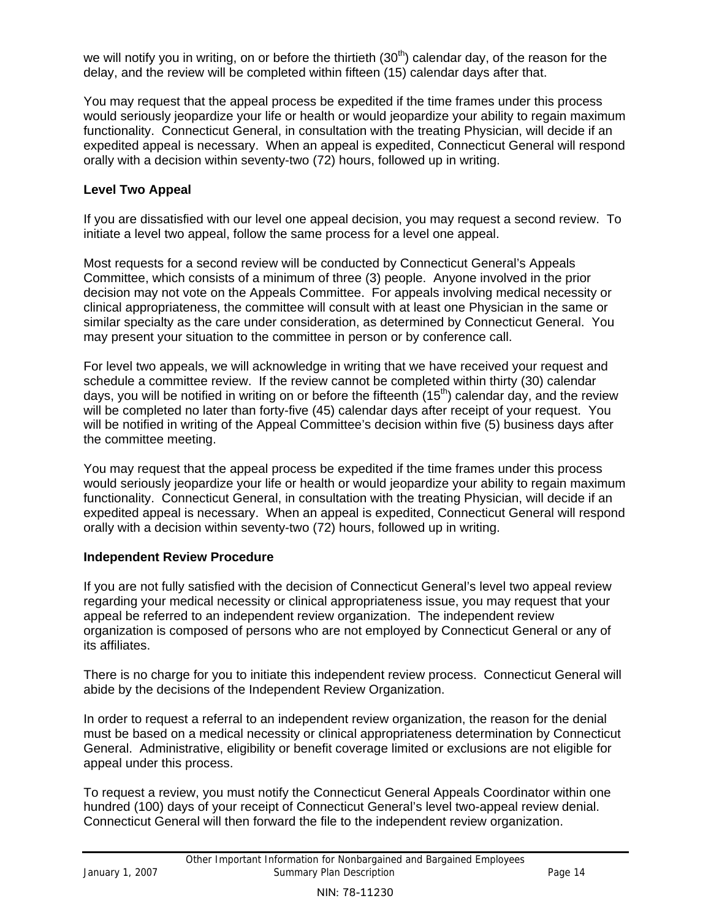we will notify you in writing, on or before the thirtieth (30th) calendar day, of the reason for the delay, and the review will be completed within fifteen (15) calendar days after that.

You may request that the appeal process be expedited if the time frames under this process would seriously jeopardize your life or health or would jeopardize your ability to regain maximum functionality. Connecticut General, in consultation with the treating Physician, will decide if an expedited appeal is necessary. When an appeal is expedited, Connecticut General will respond orally with a decision within seventy-two (72) hours, followed up in writing.

**Level Two Appeal**

If you are dissatisfied with our level one appeal decision, you may request a second review. To initiate a level two appeal, follow the same process for a level one appeal.

Most requests for a second review will be conducted by Connecticut General's Appeals Committee, which consists of a minimum of three (3) people. Anyone involved in the prior decision may not vote on the Appeals Committee. For appeals involving medical necessity or clinical appropriateness, the committee will consult with at least one Physician in the same or similar specialty as the care under consideration, as determined by Connecticut General. You may present your situation to the committee in person or by conference call.

For level two appeals, we will acknowledge in writing that we have received your request and schedule a committee review. If the review cannot be completed within thirty (30) calendar days, you will be notified in writing on or before the fifteenth (15th) calendar day, and the review will be completed no later than forty-five (45) calendar days after receipt of your request. You will be notified in writing of the Appeal Committee's decision within five (5) business days after the committee meeting.

You may request that the appeal process be expedited if the time frames under this process would seriously jeopardize your life or health or would jeopardize your ability to regain maximum functionality. Connecticut General, in consultation with the treating Physician, will decide if an expedited appeal is necessary. When an appeal is expedited, Connecticut General will respond orally with a decision within seventy-two (72) hours, followed up in writing.

**Independent Review Procedure**

If you are not fully satisfied with the decision of Connecticut General's level two appeal review regarding your medical necessity or clinical appropriateness issue, you may request that your appeal be referred to an independent review organization. The independent review organization is composed of persons who are not employed by Connecticut General or any of its affiliates.

There is no charge for you to initiate this independent review process. Connecticut General will abide by the decisions of the Independent Review Organization.

In order to request a referral to an independent review organization, the reason for the denial must be based on a medical necessity or clinical appropriateness determination by Connecticut General. Administrative, eligibility or benefit coverage limited or exclusions are not eligible for appeal under this process.

To request a review, you must notify the Connecticut General Appeals Coordinator within one hundred (100) days of your receipt of Connecticut General's level two-appeal review denial. Connecticut General will then forward the file to the independent review organization.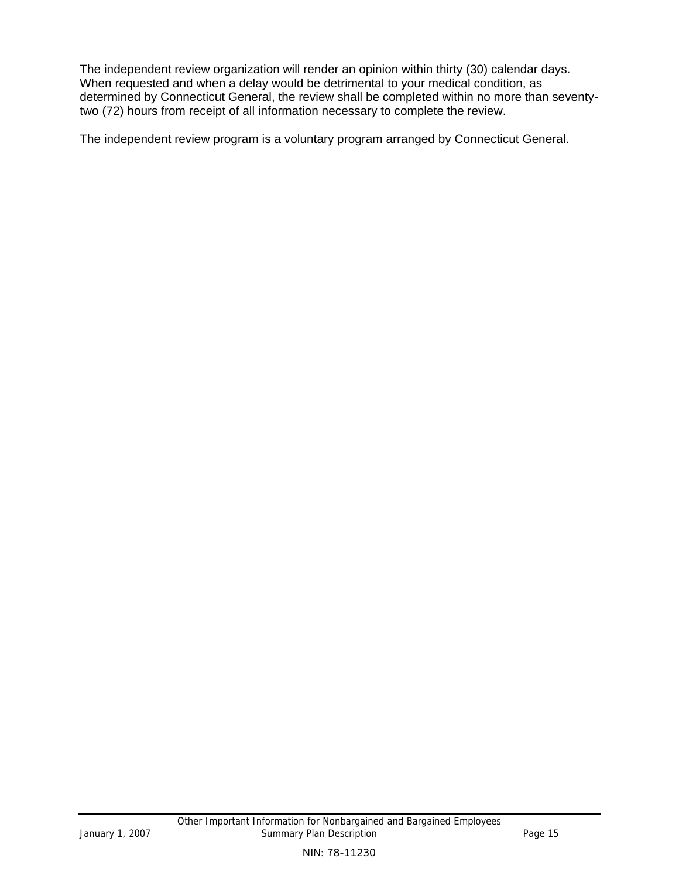The independent review organization will render an opinion within thirty (30) calendar days. When requested and when a delay would be detrimental to your medical condition, as determined by Connecticut General, the review shall be completed within no more than seventy-two (72) hours from receipt of all information necessary to complete the review.

The independent review program is a voluntary program arranged by Connecticut General.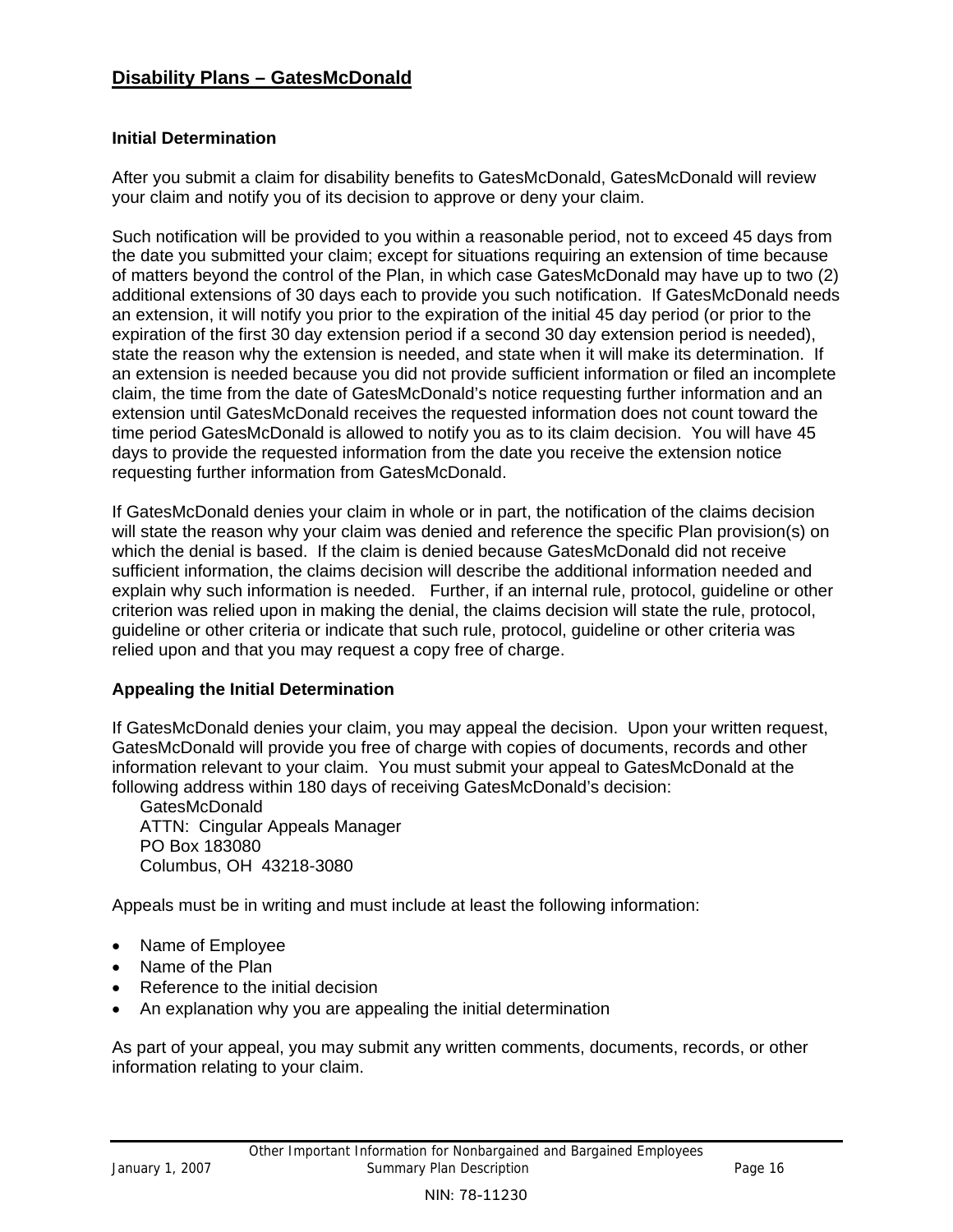## Disability Plans – GatesMcDonald

### Initial Determination

After you submit a claim for disability benefits to GatesMcDonald, GatesMcDonald will review your claim and notify you of its decision to approve or deny your claim.

Such notification will be provided to you within a reasonable period, not to exceed 45 days from the date you submitted your claim; except for situations requiring an extension of time because of matters beyond the control of the Plan, in which case GatesMcDonald may have up to two (2) additional extensions of 30 days each to provide you such notification. If GatesMcDonald needs an extension, it will notify you prior to the expiration of the initial 45 day period (or prior to the expiration of the first 30 day extension period if a second 30 day extension period is needed), state the reason why the extension is needed, and state when it will make its determination. If an extension is needed because you did not provide sufficient information or filed an incomplete claim, the time from the date of GatesMcDonald's notice requesting further information and an extension until GatesMcDonald receives the requested information does not count toward the time period GatesMcDonald is allowed to notify you as to its claim decision. You will have 45 days to provide the requested information from the date you receive the extension notice requesting further information from GatesMcDonald.

If GatesMcDonald denies your claim in whole or in part, the notification of the claims decision will state the reason why your claim was denied and reference the specific Plan provision(s) on which the denial is based. If the claim is denied because GatesMcDonald did not receive sufficient information, the claims decision will describe the additional information needed and explain why such information is needed. Further, if an internal rule, protocol, guideline or other criterion was relied upon in making the denial, the claims decision will state the rule, protocol, guideline or other criteria or indicate that such rule, protocol, guideline or other criteria was relied upon and that you may request a copy free of charge.

### Appealing the Initial Determination

If GatesMcDonald denies your claim, you may appeal the decision. Upon your written request, GatesMcDonald will provide you free of charge with copies of documents, records and other information relevant to your claim. You must submit your appeal to GatesMcDonald at the following address within 180 days of receiving GatesMcDonald's decision:

GatesMcDonald  
ATTN: Cingular Appeals Manager  
PO Box 183080  
Columbus, OH 43218-3080

Appeals must be in writing and must include at least the following information:

- Name of Employee
- Name of the Plan
- Reference to the initial decision
- An explanation why you are appealing the initial determination

As part of your appeal, you may submit any written comments, documents, records, or other information relating to your claim.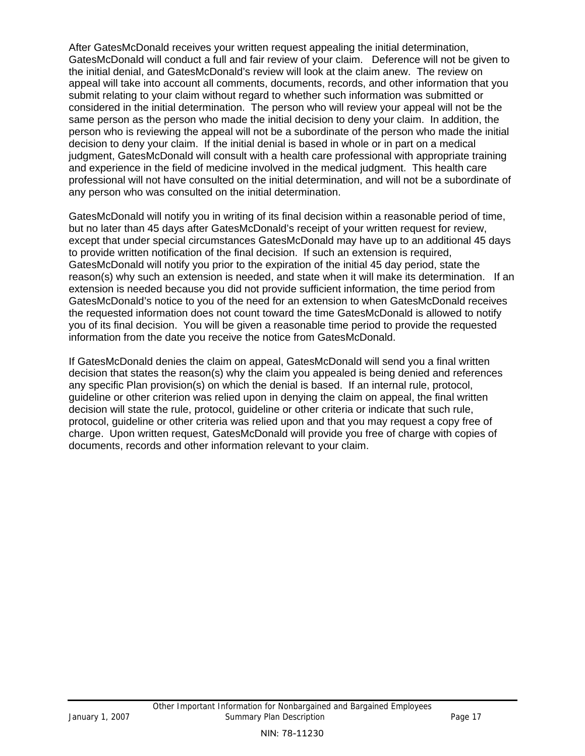After GatesMcDonald receives your written request appealing the initial determination, GatesMcDonald will conduct a full and fair review of your claim. Deference will not be given to the initial denial, and GatesMcDonald's review will look at the claim anew. The review on appeal will take into account all comments, documents, records, and other information that you submit relating to your claim without regard to whether such information was submitted or considered in the initial determination. The person who will review your appeal will not be the same person as the person who made the initial decision to deny your claim. In addition, the person who is reviewing the appeal will not be a subordinate of the person who made the initial decision to deny your claim. If the initial denial is based in whole or in part on a medical judgment, GatesMcDonald will consult with a health care professional with appropriate training and experience in the field of medicine involved in the medical judgment. This health care professional will not have consulted on the initial determination, and will not be a subordinate of any person who was consulted on the initial determination.

GatesMcDonald will notify you in writing of its final decision within a reasonable period of time, but no later than 45 days after GatesMcDonald's receipt of your written request for review, except that under special circumstances GatesMcDonald may have up to an additional 45 days to provide written notification of the final decision. If such an extension is required, GatesMcDonald will notify you prior to the expiration of the initial 45 day period, state the reason(s) why such an extension is needed, and state when it will make its determination. If an extension is needed because you did not provide sufficient information, the time period from GatesMcDonald's notice to you of the need for an extension to when GatesMcDonald receives the requested information does not count toward the time GatesMcDonald is allowed to notify you of its final decision. You will be given a reasonable time period to provide the requested information from the date you receive the notice from GatesMcDonald.

If GatesMcDonald denies the claim on appeal, GatesMcDonald will send you a final written decision that states the reason(s) why the claim you appealed is being denied and references any specific Plan provision(s) on which the denial is based. If an internal rule, protocol, guideline or other criterion was relied upon in denying the claim on appeal, the final written decision will state the rule, protocol, guideline or other criteria or indicate that such rule, protocol, guideline or other criteria was relied upon and that you may request a copy free of charge. Upon written request, GatesMcDonald will provide you free of charge with copies of documents, records and other information relevant to your claim.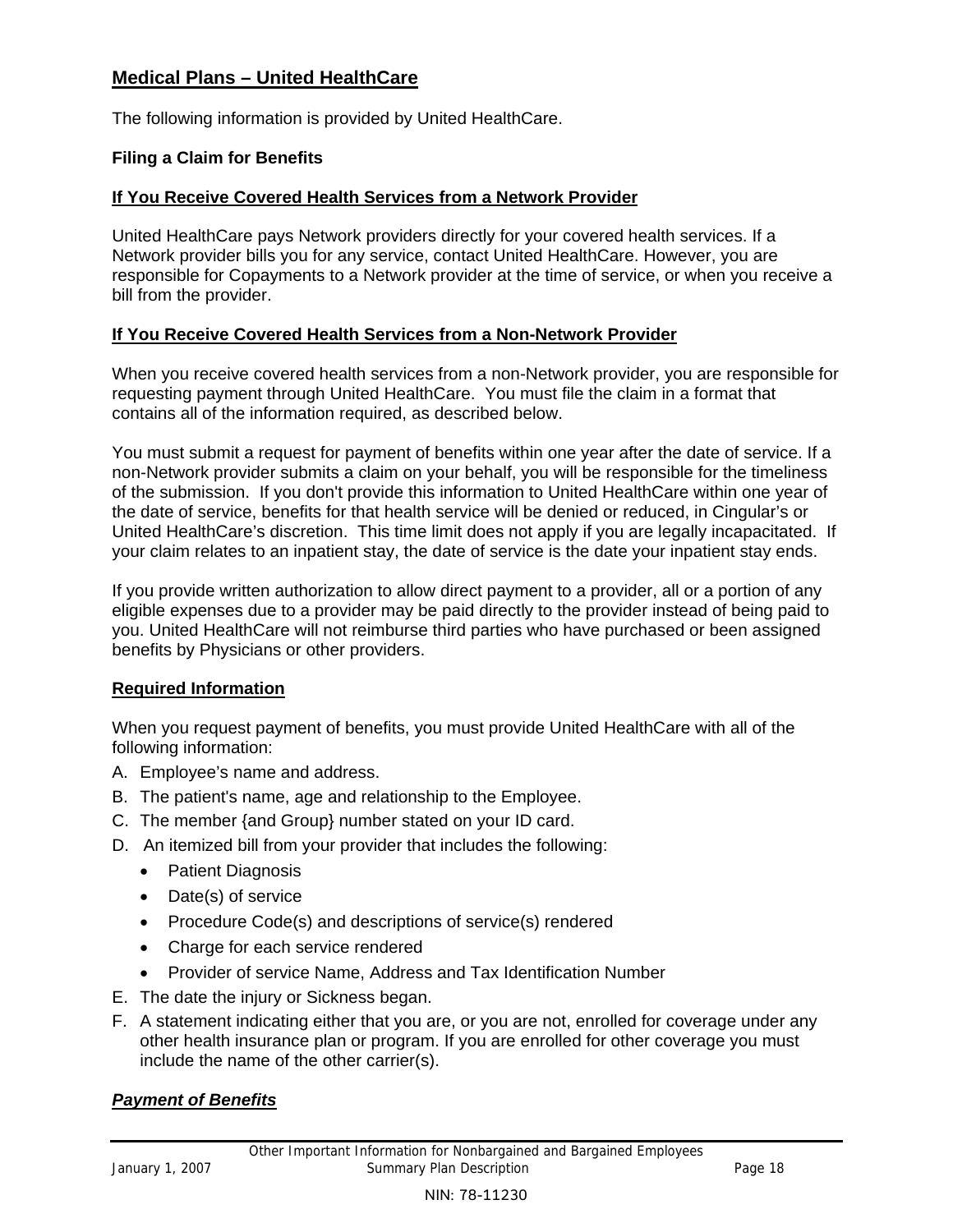## Medical Plans – United HealthCare

The following information is provided by United HealthCare.

### Filing a Claim for Benefits

#### If You Receive Covered Health Services from a Network Provider

United HealthCare pays Network providers directly for your covered health services. If a Network provider bills you for any service, contact United HealthCare. However, you are responsible for Copayments to a Network provider at the time of service, or when you receive a bill from the provider.

#### If You Receive Covered Health Services from a Non-Network Provider

When you receive covered health services from a non-Network provider, you are responsible for requesting payment through United HealthCare. You must file the claim in a format that contains all of the information required, as described below.

You must submit a request for payment of benefits within one year after the date of service. If a non-Network provider submits a claim on your behalf, you will be responsible for the timeliness of the submission. If you don't provide this information to United HealthCare within one year of the date of service, benefits for that health service will be denied or reduced, in Cingular's or United HealthCare's discretion. This time limit does not apply if you are legally incapacitated. If your claim relates to an inpatient stay, the date of service is the date your inpatient stay ends.

If you provide written authorization to allow direct payment to a provider, all or a portion of any eligible expenses due to a provider may be paid directly to the provider instead of being paid to you. United HealthCare will not reimburse third parties who have purchased or been assigned benefits by Physicians or other providers.

#### Required Information

When you request payment of benefits, you must provide United HealthCare with all of the following information:

A. Employee's name and address.
B. The patient's name, age and relationship to the Employee.
C. The member {and Group} number stated on your ID card.
D. An itemized bill from your provider that includes the following:
   - Patient Diagnosis
   - Date(s) of service
   - Procedure Code(s) and descriptions of service(s) rendered
   - Charge for each service rendered
   - Provider of service Name, Address and Tax Identification Number
E. The date the injury or Sickness began.
F. A statement indicating either that you are, or you are not, enrolled for coverage under any other health insurance plan or program. If you are enrolled for other coverage you must include the name of the other carrier(s).

#### ***Payment of Benefits***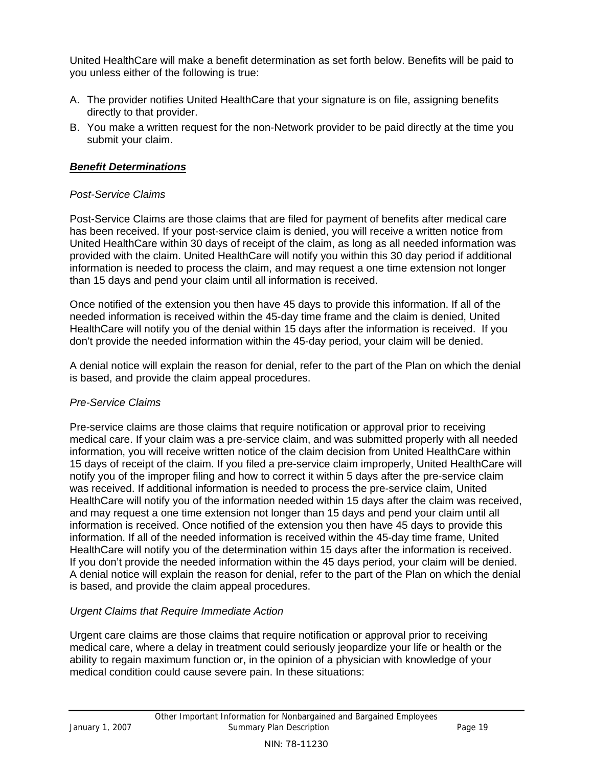United HealthCare will make a benefit determination as set forth below. Benefits will be paid to you unless either of the following is true:

A. The provider notifies United HealthCare that your signature is on file, assigning benefits directly to that provider.
B. You make a written request for the non-Network provider to be paid directly at the time you submit your claim.

***Benefit Determinations***

*Post-Service Claims*

Post-Service Claims are those claims that are filed for payment of benefits after medical care has been received. If your post-service claim is denied, you will receive a written notice from United HealthCare within 30 days of receipt of the claim, as long as all needed information was provided with the claim. United HealthCare will notify you within this 30 day period if additional information is needed to process the claim, and may request a one time extension not longer than 15 days and pend your claim until all information is received.

Once notified of the extension you then have 45 days to provide this information. If all of the needed information is received within the 45-day time frame and the claim is denied, United HealthCare will notify you of the denial within 15 days after the information is received. If you don't provide the needed information within the 45-day period, your claim will be denied.

A denial notice will explain the reason for denial, refer to the part of the Plan on which the denial is based, and provide the claim appeal procedures.

*Pre-Service Claims*

Pre-service claims are those claims that require notification or approval prior to receiving medical care. If your claim was a pre-service claim, and was submitted properly with all needed information, you will receive written notice of the claim decision from United HealthCare within 15 days of receipt of the claim. If you filed a pre-service claim improperly, United HealthCare will notify you of the improper filing and how to correct it within 5 days after the pre-service claim was received. If additional information is needed to process the pre-service claim, United HealthCare will notify you of the information needed within 15 days after the claim was received, and may request a one time extension not longer than 15 days and pend your claim until all information is received. Once notified of the extension you then have 45 days to provide this information. If all of the needed information is received within the 45-day time frame, United HealthCare will notify you of the determination within 15 days after the information is received. If you don't provide the needed information within the 45 days period, your claim will be denied. A denial notice will explain the reason for denial, refer to the part of the Plan on which the denial is based, and provide the claim appeal procedures.

*Urgent Claims that Require Immediate Action*

Urgent care claims are those claims that require notification or approval prior to receiving medical care, where a delay in treatment could seriously jeopardize your life or health or the ability to regain maximum function or, in the opinion of a physician with knowledge of your medical condition could cause severe pain. In these situations: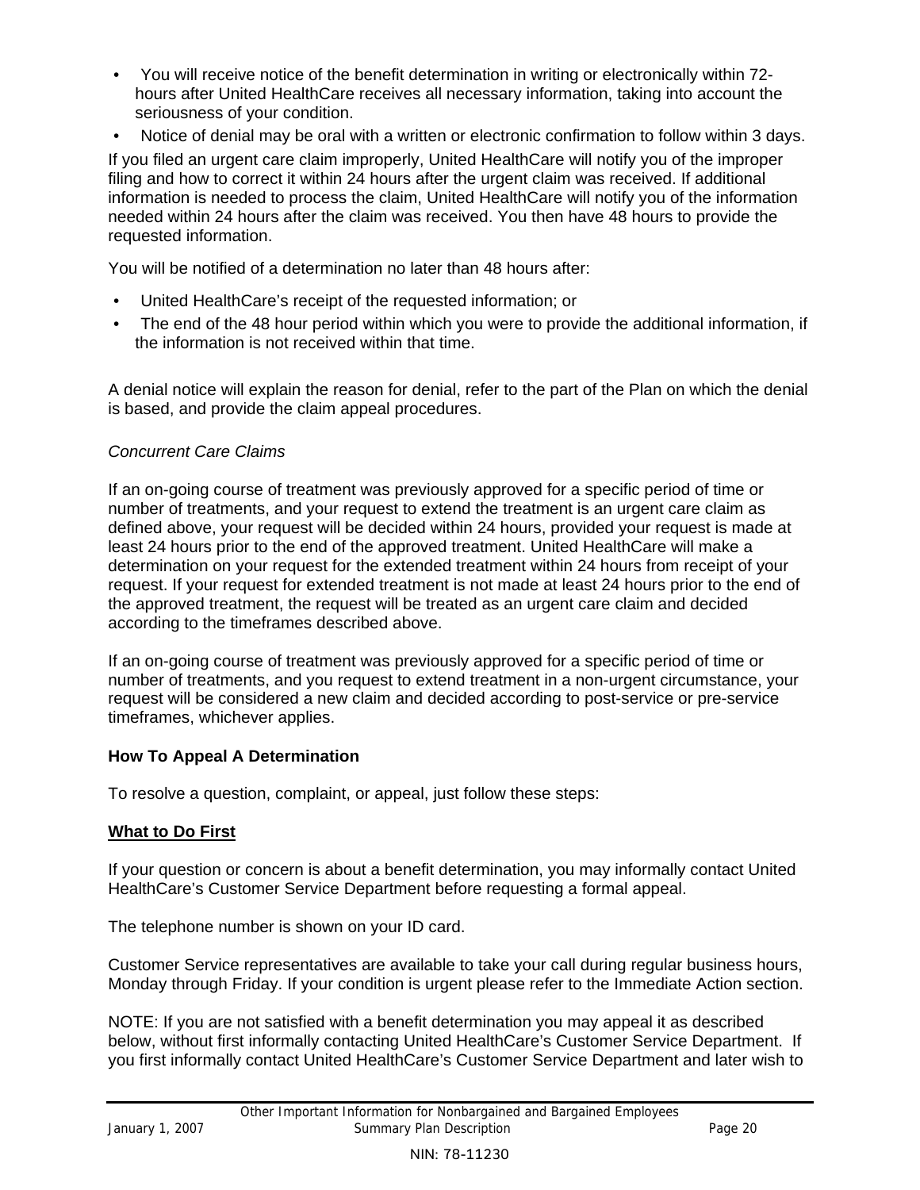- You will receive notice of the benefit determination in writing or electronically within 72-hours after United HealthCare receives all necessary information, taking into account the seriousness of your condition.
- Notice of denial may be oral with a written or electronic confirmation to follow within 3 days.

If you filed an urgent care claim improperly, United HealthCare will notify you of the improper filing and how to correct it within 24 hours after the urgent claim was received. If additional information is needed to process the claim, United HealthCare will notify you of the information needed within 24 hours after the claim was received. You then have 48 hours to provide the requested information.

You will be notified of a determination no later than 48 hours after:

- United HealthCare's receipt of the requested information; or
- The end of the 48 hour period within which you were to provide the additional information, if the information is not received within that time.

A denial notice will explain the reason for denial, refer to the part of the Plan on which the denial is based, and provide the claim appeal procedures.

*Concurrent Care Claims*

If an on-going course of treatment was previously approved for a specific period of time or number of treatments, and your request to extend the treatment is an urgent care claim as defined above, your request will be decided within 24 hours, provided your request is made at least 24 hours prior to the end of the approved treatment. United HealthCare will make a determination on your request for the extended treatment within 24 hours from receipt of your request. If your request for extended treatment is not made at least 24 hours prior to the end of the approved treatment, the request will be treated as an urgent care claim and decided according to the timeframes described above.

If an on-going course of treatment was previously approved for a specific period of time or number of treatments, and you request to extend treatment in a non-urgent circumstance, your request will be considered a new claim and decided according to post-service or pre-service timeframes, whichever applies.

**How To Appeal A Determination**

To resolve a question, complaint, or appeal, just follow these steps:

**What to Do First**

If your question or concern is about a benefit determination, you may informally contact United HealthCare's Customer Service Department before requesting a formal appeal.

The telephone number is shown on your ID card.

Customer Service representatives are available to take your call during regular business hours, Monday through Friday. If your condition is urgent please refer to the Immediate Action section.

NOTE: If you are not satisfied with a benefit determination you may appeal it as described below, without first informally contacting United HealthCare's Customer Service Department. If you first informally contact United HealthCare's Customer Service Department and later wish to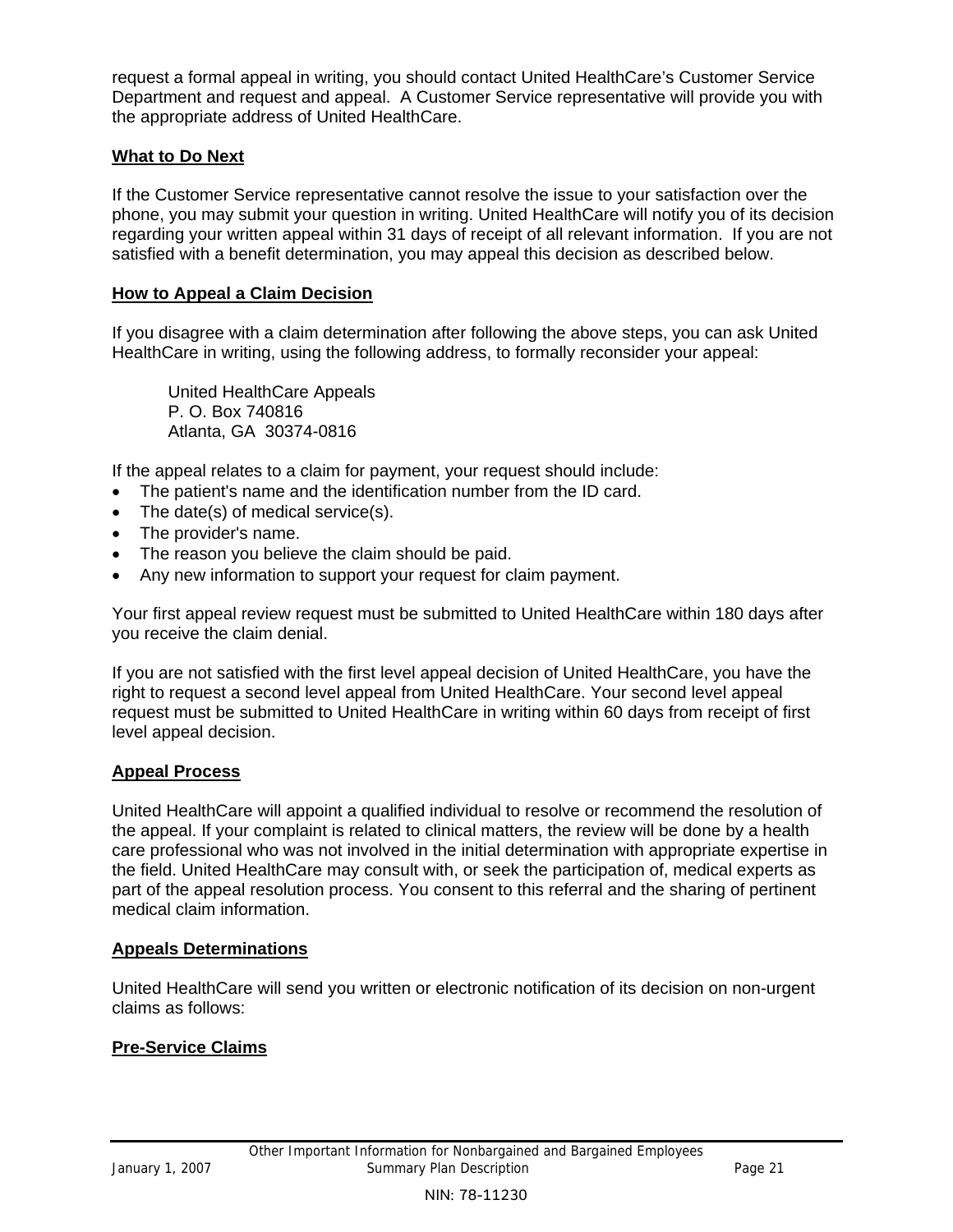request a formal appeal in writing, you should contact United HealthCare's Customer Service Department and request and appeal. A Customer Service representative will provide you with the appropriate address of United HealthCare.

**What to Do Next**

If the Customer Service representative cannot resolve the issue to your satisfaction over the phone, you may submit your question in writing. United HealthCare will notify you of its decision regarding your written appeal within 31 days of receipt of all relevant information. If you are not satisfied with a benefit determination, you may appeal this decision as described below.

**How to Appeal a Claim Decision**

If you disagree with a claim determination after following the above steps, you can ask United HealthCare in writing, using the following address, to formally reconsider your appeal:

United HealthCare Appeals
P. O. Box 740816
Atlanta, GA 30374-0816

If the appeal relates to a claim for payment, your request should include:

- The patient's name and the identification number from the ID card.
- The date(s) of medical service(s).
- The provider's name.
- The reason you believe the claim should be paid.
- Any new information to support your request for claim payment.

Your first appeal review request must be submitted to United HealthCare within 180 days after you receive the claim denial.

If you are not satisfied with the first level appeal decision of United HealthCare, you have the right to request a second level appeal from United HealthCare. Your second level appeal request must be submitted to United HealthCare in writing within 60 days from receipt of first level appeal decision.

**Appeal Process**

United HealthCare will appoint a qualified individual to resolve or recommend the resolution of the appeal. If your complaint is related to clinical matters, the review will be done by a health care professional who was not involved in the initial determination with appropriate expertise in the field. United HealthCare may consult with, or seek the participation of, medical experts as part of the appeal resolution process. You consent to this referral and the sharing of pertinent medical claim information.

**Appeals Determinations**

United HealthCare will send you written or electronic notification of its decision on non-urgent claims as follows:

**Pre-Service Claims**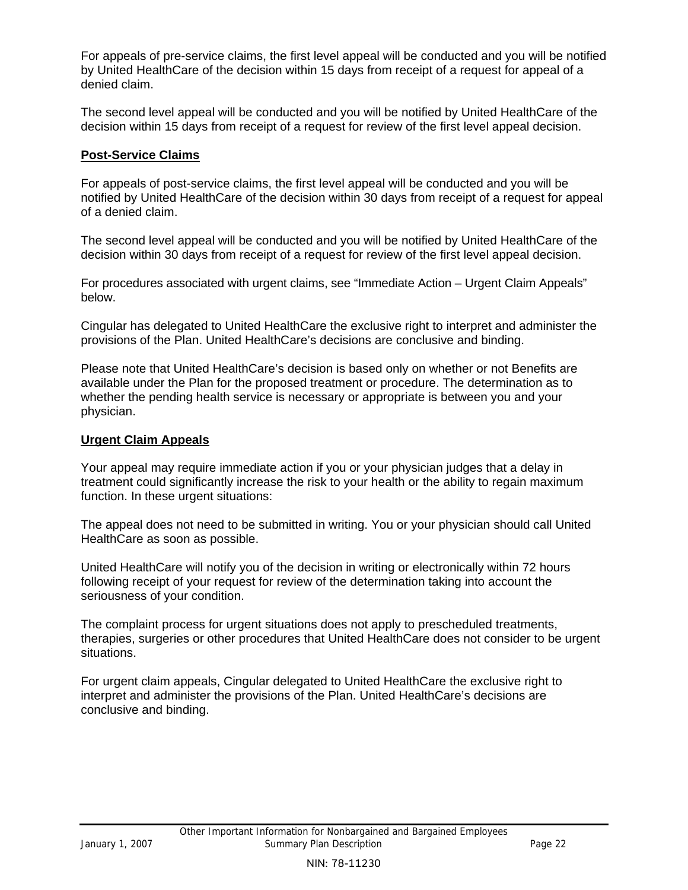For appeals of pre-service claims, the first level appeal will be conducted and you will be notified by United HealthCare of the decision within 15 days from receipt of a request for appeal of a denied claim.

The second level appeal will be conducted and you will be notified by United HealthCare of the decision within 15 days from receipt of a request for review of the first level appeal decision.

**Post-Service Claims**

For appeals of post-service claims, the first level appeal will be conducted and you will be notified by United HealthCare of the decision within 30 days from receipt of a request for appeal of a denied claim.

The second level appeal will be conducted and you will be notified by United HealthCare of the decision within 30 days from receipt of a request for review of the first level appeal decision.

For procedures associated with urgent claims, see "Immediate Action – Urgent Claim Appeals" below.

Cingular has delegated to United HealthCare the exclusive right to interpret and administer the provisions of the Plan. United HealthCare's decisions are conclusive and binding.

Please note that United HealthCare's decision is based only on whether or not Benefits are available under the Plan for the proposed treatment or procedure. The determination as to whether the pending health service is necessary or appropriate is between you and your physician.

**Urgent Claim Appeals**

Your appeal may require immediate action if you or your physician judges that a delay in treatment could significantly increase the risk to your health or the ability to regain maximum function. In these urgent situations:

The appeal does not need to be submitted in writing. You or your physician should call United HealthCare as soon as possible.

United HealthCare will notify you of the decision in writing or electronically within 72 hours following receipt of your request for review of the determination taking into account the seriousness of your condition.

The complaint process for urgent situations does not apply to prescheduled treatments, therapies, surgeries or other procedures that United HealthCare does not consider to be urgent situations.

For urgent claim appeals, Cingular delegated to United HealthCare the exclusive right to interpret and administer the provisions of the Plan. United HealthCare's decisions are conclusive and binding.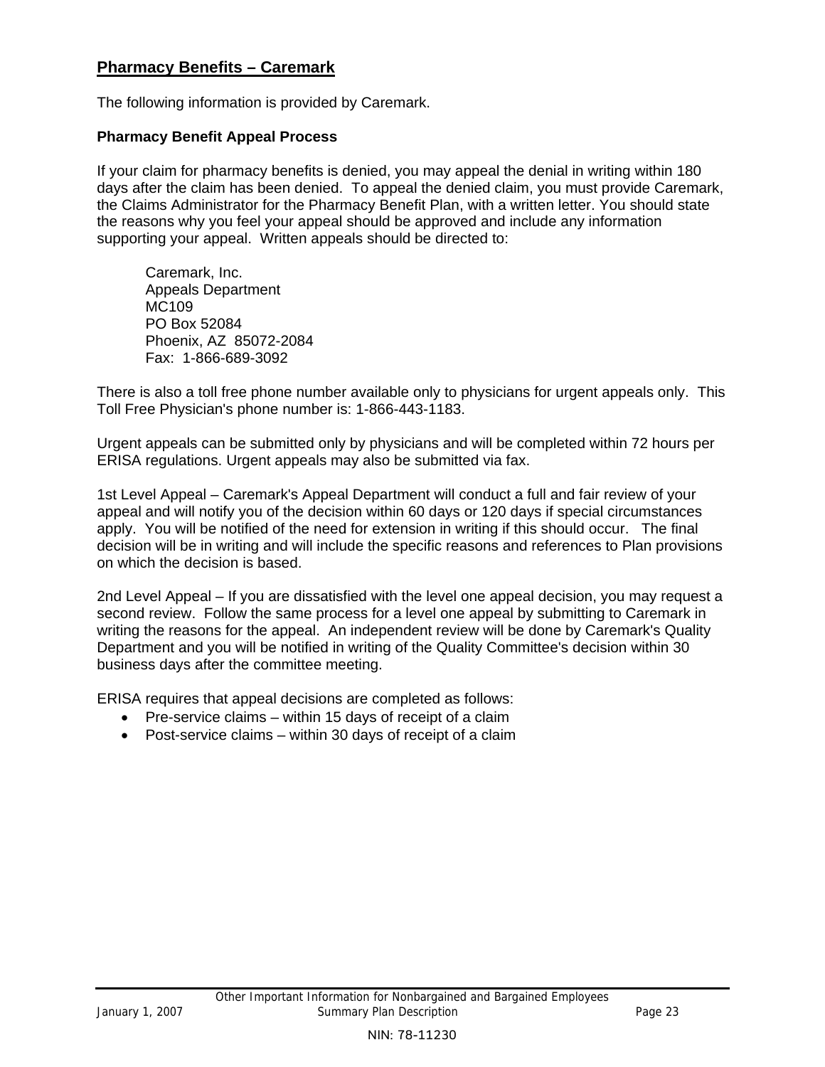## Pharmacy Benefits – Caremark

The following information is provided by Caremark.

### Pharmacy Benefit Appeal Process

If your claim for pharmacy benefits is denied, you may appeal the denial in writing within 180 days after the claim has been denied. To appeal the denied claim, you must provide Caremark, the Claims Administrator for the Pharmacy Benefit Plan, with a written letter. You should state the reasons why you feel your appeal should be approved and include any information supporting your appeal. Written appeals should be directed to:

Caremark, Inc.  
Appeals Department  
MC109  
PO Box 52084  
Phoenix, AZ 85072-2084  
Fax: 1-866-689-3092

There is also a toll free phone number available only to physicians for urgent appeals only. This Toll Free Physician's phone number is: 1-866-443-1183.

Urgent appeals can be submitted only by physicians and will be completed within 72 hours per ERISA regulations. Urgent appeals may also be submitted via fax.

1st Level Appeal – Caremark's Appeal Department will conduct a full and fair review of your appeal and will notify you of the decision within 60 days or 120 days if special circumstances apply. You will be notified of the need for extension in writing if this should occur. The final decision will be in writing and will include the specific reasons and references to Plan provisions on which the decision is based.

2nd Level Appeal – If you are dissatisfied with the level one appeal decision, you may request a second review. Follow the same process for a level one appeal by submitting to Caremark in writing the reasons for the appeal. An independent review will be done by Caremark's Quality Department and you will be notified in writing of the Quality Committee's decision within 30 business days after the committee meeting.

ERISA requires that appeal decisions are completed as follows:

- Pre-service claims – within 15 days of receipt of a claim
- Post-service claims – within 30 days of receipt of a claim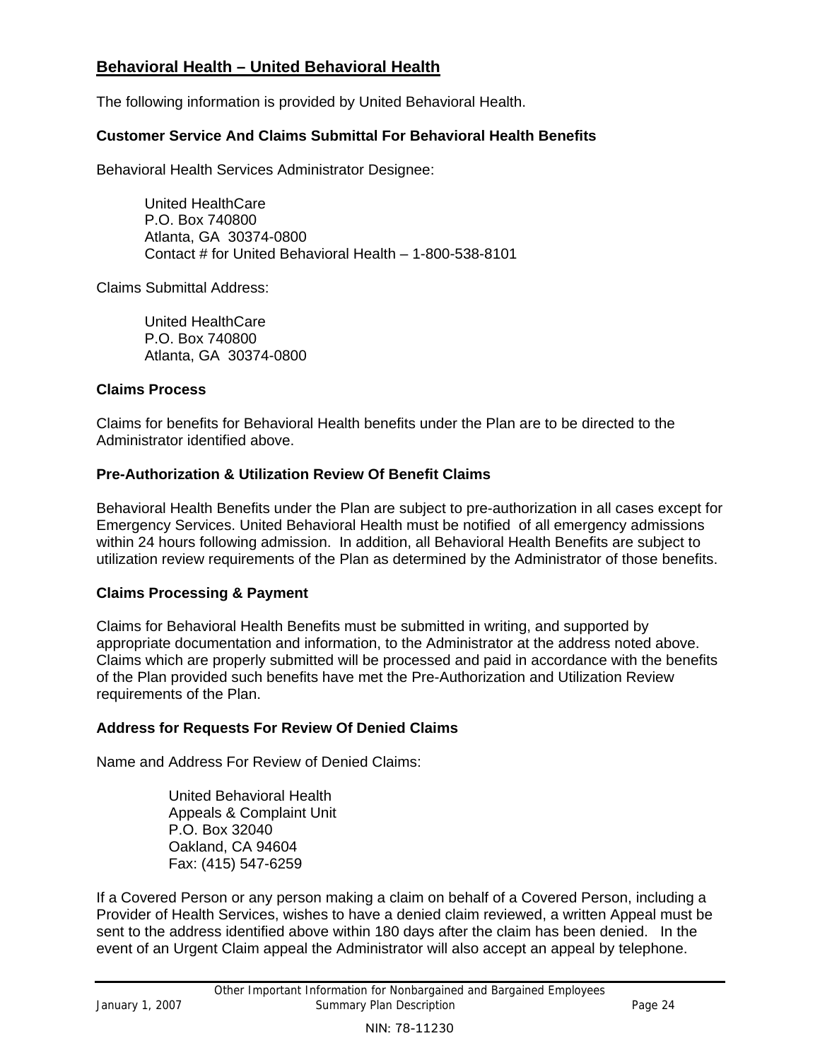## Behavioral Health – United Behavioral Health

The following information is provided by United Behavioral Health.

### Customer Service And Claims Submittal For Behavioral Health Benefits

Behavioral Health Services Administrator Designee:

United HealthCare  
P.O. Box 740800  
Atlanta, GA 30374-0800  
Contact # for United Behavioral Health – 1-800-538-8101

Claims Submittal Address:

United HealthCare  
P.O. Box 740800  
Atlanta, GA 30374-0800

### Claims Process

Claims for benefits for Behavioral Health benefits under the Plan are to be directed to the Administrator identified above.

### Pre-Authorization & Utilization Review Of Benefit Claims

Behavioral Health Benefits under the Plan are subject to pre-authorization in all cases except for Emergency Services. United Behavioral Health must be notified of all emergency admissions within 24 hours following admission. In addition, all Behavioral Health Benefits are subject to utilization review requirements of the Plan as determined by the Administrator of those benefits.

### Claims Processing & Payment

Claims for Behavioral Health Benefits must be submitted in writing, and supported by appropriate documentation and information, to the Administrator at the address noted above. Claims which are properly submitted will be processed and paid in accordance with the benefits of the Plan provided such benefits have met the Pre-Authorization and Utilization Review requirements of the Plan.

### Address for Requests For Review Of Denied Claims

Name and Address For Review of Denied Claims:

United Behavioral Health  
Appeals & Complaint Unit  
P.O. Box 32040  
Oakland, CA 94604  
Fax: (415) 547-6259

If a Covered Person or any person making a claim on behalf of a Covered Person, including a Provider of Health Services, wishes to have a denied claim reviewed, a written Appeal must be sent to the address identified above within 180 days after the claim has been denied. In the event of an Urgent Claim appeal the Administrator will also accept an appeal by telephone.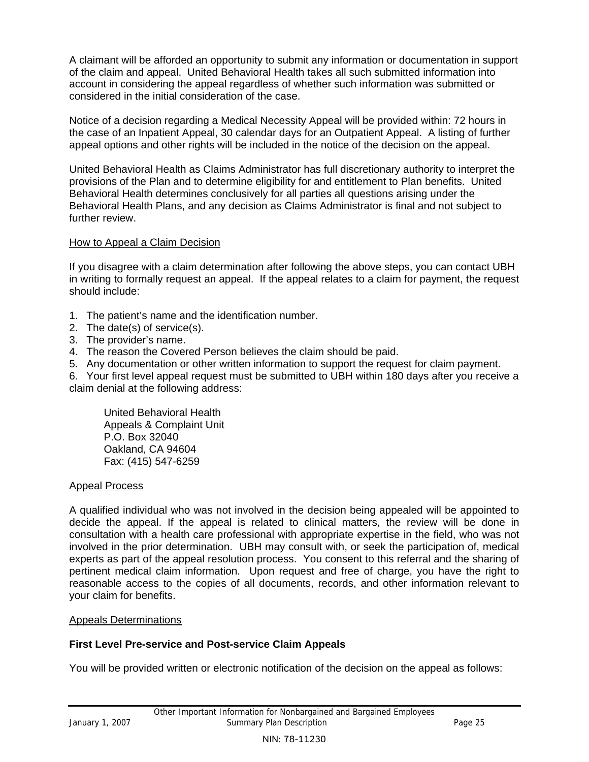A claimant will be afforded an opportunity to submit any information or documentation in support of the claim and appeal. United Behavioral Health takes all such submitted information into account in considering the appeal regardless of whether such information was submitted or considered in the initial consideration of the case.

Notice of a decision regarding a Medical Necessity Appeal will be provided within: 72 hours in the case of an Inpatient Appeal, 30 calendar days for an Outpatient Appeal. A listing of further appeal options and other rights will be included in the notice of the decision on the appeal.

United Behavioral Health as Claims Administrator has full discretionary authority to interpret the provisions of the Plan and to determine eligibility for and entitlement to Plan benefits. United Behavioral Health determines conclusively for all parties all questions arising under the Behavioral Health Plans, and any decision as Claims Administrator is final and not subject to further review.

How to Appeal a Claim Decision

If you disagree with a claim determination after following the above steps, you can contact UBH in writing to formally request an appeal. If the appeal relates to a claim for payment, the request should include:

1. The patient's name and the identification number.
2. The date(s) of service(s).
3. The provider's name.
4. The reason the Covered Person believes the claim should be paid.
5. Any documentation or other written information to support the request for claim payment.
6. Your first level appeal request must be submitted to UBH within 180 days after you receive a claim denial at the following address:

> United Behavioral Health
> Appeals & Complaint Unit
> P.O. Box 32040
> Oakland, CA 94604
> Fax: (415) 547-6259

Appeal Process

A qualified individual who was not involved in the decision being appealed will be appointed to decide the appeal. If the appeal is related to clinical matters, the review will be done in consultation with a health care professional with appropriate expertise in the field, who was not involved in the prior determination. UBH may consult with, or seek the participation of, medical experts as part of the appeal resolution process. You consent to this referral and the sharing of pertinent medical claim information. Upon request and free of charge, you have the right to reasonable access to the copies of all documents, records, and other information relevant to your claim for benefits.

Appeals Determinations

**First Level Pre-service and Post-service Claim Appeals**

You will be provided written or electronic notification of the decision on the appeal as follows: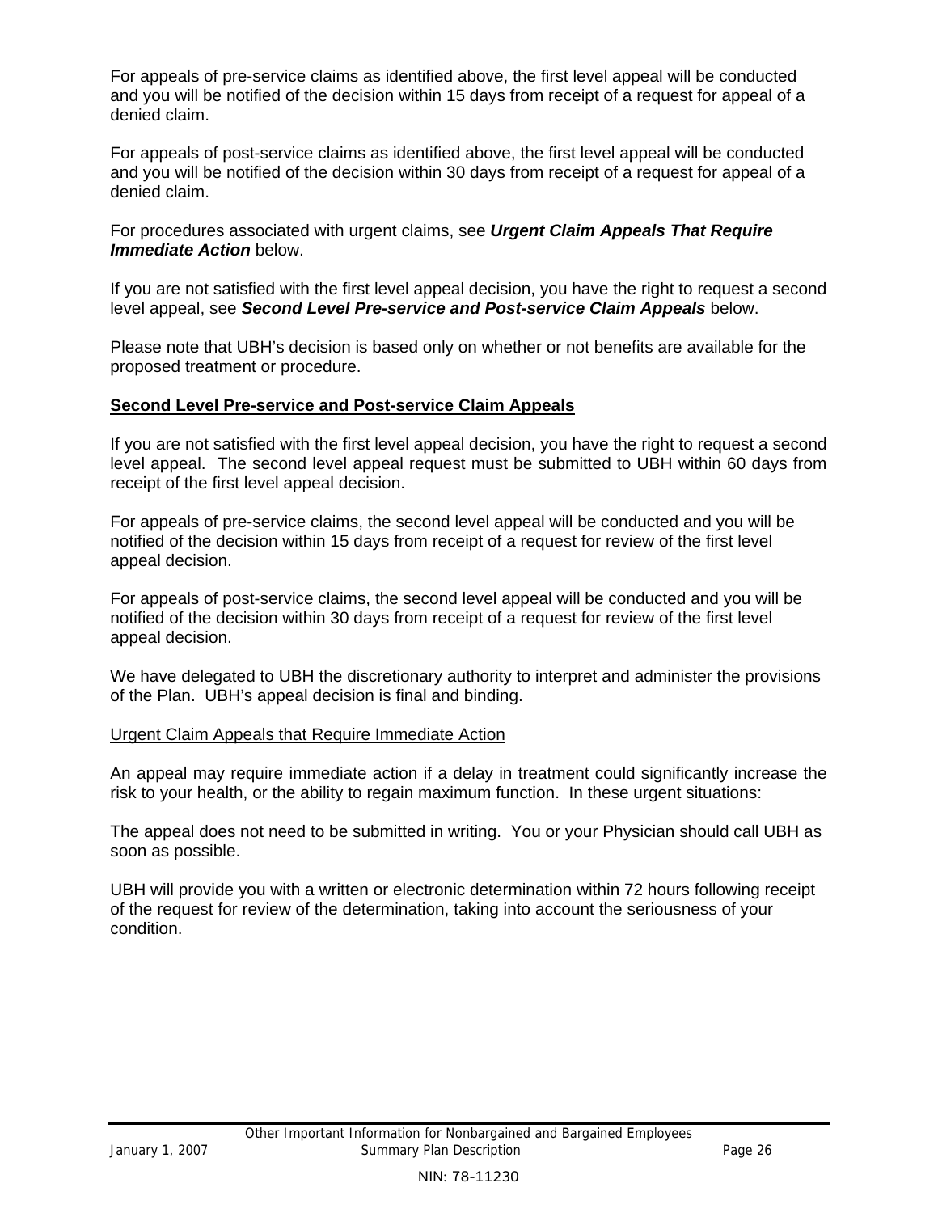For appeals of pre-service claims as identified above, the first level appeal will be conducted and you will be notified of the decision within 15 days from receipt of a request for appeal of a denied claim.

For appeals of post-service claims as identified above, the first level appeal will be conducted and you will be notified of the decision within 30 days from receipt of a request for appeal of a denied claim.

For procedures associated with urgent claims, see ***Urgent Claim Appeals That Require Immediate Action*** below.

If you are not satisfied with the first level appeal decision, you have the right to request a second level appeal, see ***Second Level Pre-service and Post-service Claim Appeals*** below.

Please note that UBH's decision is based only on whether or not benefits are available for the proposed treatment or procedure.

## Second Level Pre-service and Post-service Claim Appeals

If you are not satisfied with the first level appeal decision, you have the right to request a second level appeal. The second level appeal request must be submitted to UBH within 60 days from receipt of the first level appeal decision.

For appeals of pre-service claims, the second level appeal will be conducted and you will be notified of the decision within 15 days from receipt of a request for review of the first level appeal decision.

For appeals of post-service claims, the second level appeal will be conducted and you will be notified of the decision within 30 days from receipt of a request for review of the first level appeal decision.

We have delegated to UBH the discretionary authority to interpret and administer the provisions of the Plan. UBH's appeal decision is final and binding.

### Urgent Claim Appeals that Require Immediate Action

An appeal may require immediate action if a delay in treatment could significantly increase the risk to your health, or the ability to regain maximum function. In these urgent situations:

The appeal does not need to be submitted in writing. You or your Physician should call UBH as soon as possible.

UBH will provide you with a written or electronic determination within 72 hours following receipt of the request for review of the determination, taking into account the seriousness of your condition.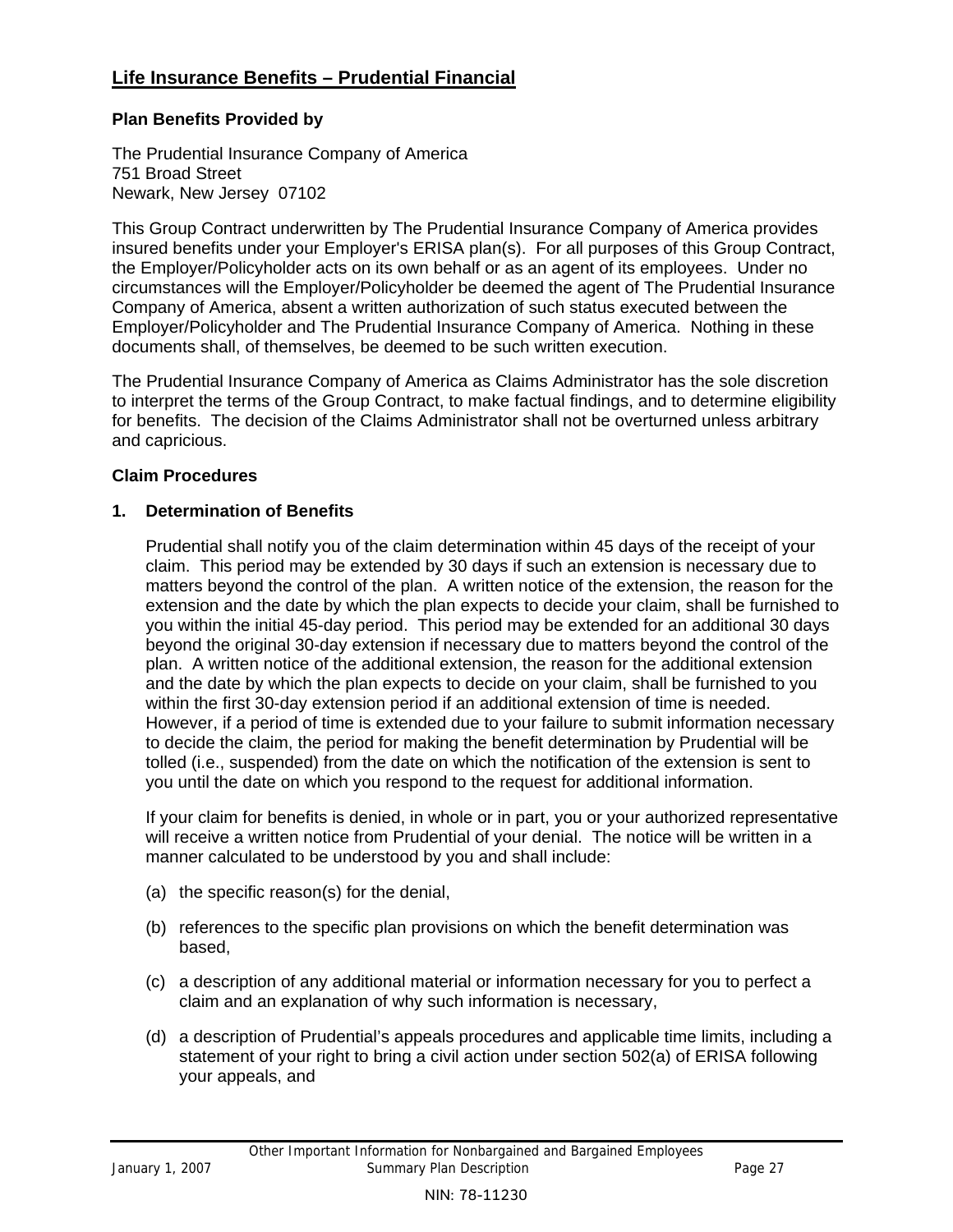## Life Insurance Benefits – Prudential Financial

**Plan Benefits Provided by**

The Prudential Insurance Company of America
751 Broad Street
Newark, New Jersey 07102

This Group Contract underwritten by The Prudential Insurance Company of America provides insured benefits under your Employer's ERISA plan(s). For all purposes of this Group Contract, the Employer/Policyholder acts on its own behalf or as an agent of its employees. Under no circumstances will the Employer/Policyholder be deemed the agent of The Prudential Insurance Company of America, absent a written authorization of such status executed between the Employer/Policyholder and The Prudential Insurance Company of America. Nothing in these documents shall, of themselves, be deemed to be such written execution.

The Prudential Insurance Company of America as Claims Administrator has the sole discretion to interpret the terms of the Group Contract, to make factual findings, and to determine eligibility for benefits. The decision of the Claims Administrator shall not be overturned unless arbitrary and capricious.

**Claim Procedures**

**1. Determination of Benefits**

Prudential shall notify you of the claim determination within 45 days of the receipt of your claim. This period may be extended by 30 days if such an extension is necessary due to matters beyond the control of the plan. A written notice of the extension, the reason for the extension and the date by which the plan expects to decide your claim, shall be furnished to you within the initial 45-day period. This period may be extended for an additional 30 days beyond the original 30-day extension if necessary due to matters beyond the control of the plan. A written notice of the additional extension, the reason for the additional extension and the date by which the plan expects to decide on your claim, shall be furnished to you within the first 30-day extension period if an additional extension of time is needed. However, if a period of time is extended due to your failure to submit information necessary to decide the claim, the period for making the benefit determination by Prudential will be tolled (i.e., suspended) from the date on which the notification of the extension is sent to you until the date on which you respond to the request for additional information.

If your claim for benefits is denied, in whole or in part, you or your authorized representative will receive a written notice from Prudential of your denial. The notice will be written in a manner calculated to be understood by you and shall include:

(a) the specific reason(s) for the denial,

(b) references to the specific plan provisions on which the benefit determination was based,

(c) a description of any additional material or information necessary for you to perfect a claim and an explanation of why such information is necessary,

(d) a description of Prudential's appeals procedures and applicable time limits, including a statement of your right to bring a civil action under section 502(a) of ERISA following your appeals, and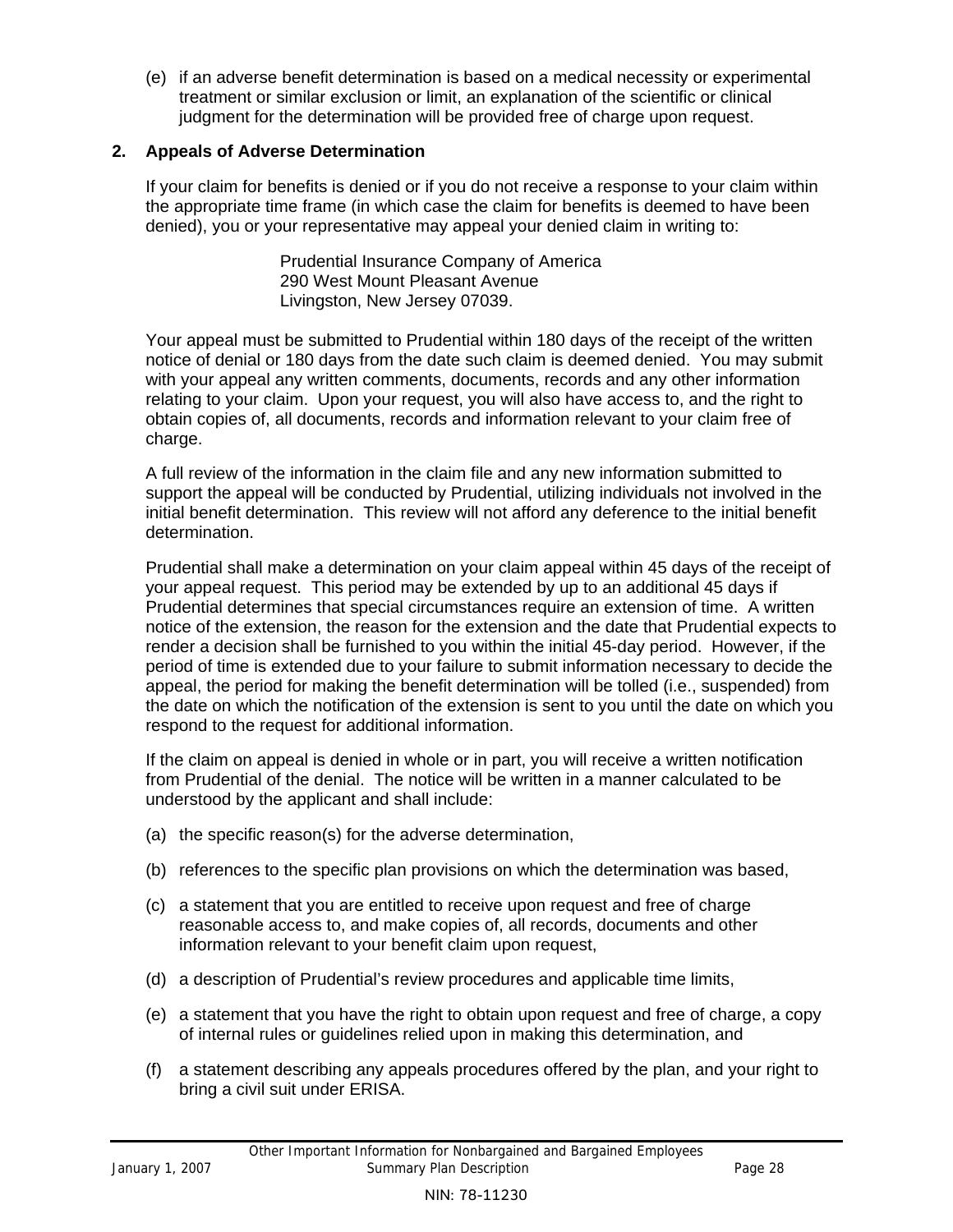(e) if an adverse benefit determination is based on a medical necessity or experimental treatment or similar exclusion or limit, an explanation of the scientific or clinical judgment for the determination will be provided free of charge upon request.

**2. Appeals of Adverse Determination**

If your claim for benefits is denied or if you do not receive a response to your claim within the appropriate time frame (in which case the claim for benefits is deemed to have been denied), you or your representative may appeal your denied claim in writing to:

Prudential Insurance Company of America
290 West Mount Pleasant Avenue
Livingston, New Jersey 07039.

Your appeal must be submitted to Prudential within 180 days of the receipt of the written notice of denial or 180 days from the date such claim is deemed denied. You may submit with your appeal any written comments, documents, records and any other information relating to your claim. Upon your request, you will also have access to, and the right to obtain copies of, all documents, records and information relevant to your claim free of charge.

A full review of the information in the claim file and any new information submitted to support the appeal will be conducted by Prudential, utilizing individuals not involved in the initial benefit determination. This review will not afford any deference to the initial benefit determination.

Prudential shall make a determination on your claim appeal within 45 days of the receipt of your appeal request. This period may be extended by up to an additional 45 days if Prudential determines that special circumstances require an extension of time. A written notice of the extension, the reason for the extension and the date that Prudential expects to render a decision shall be furnished to you within the initial 45-day period. However, if the period of time is extended due to your failure to submit information necessary to decide the appeal, the period for making the benefit determination will be tolled (i.e., suspended) from the date on which the notification of the extension is sent to you until the date on which you respond to the request for additional information.

If the claim on appeal is denied in whole or in part, you will receive a written notification from Prudential of the denial. The notice will be written in a manner calculated to be understood by the applicant and shall include:

(a) the specific reason(s) for the adverse determination,

(b) references to the specific plan provisions on which the determination was based,

(c) a statement that you are entitled to receive upon request and free of charge reasonable access to, and make copies of, all records, documents and other information relevant to your benefit claim upon request,

(d) a description of Prudential's review procedures and applicable time limits,

(e) a statement that you have the right to obtain upon request and free of charge, a copy of internal rules or guidelines relied upon in making this determination, and

(f) a statement describing any appeals procedures offered by the plan, and your right to bring a civil suit under ERISA.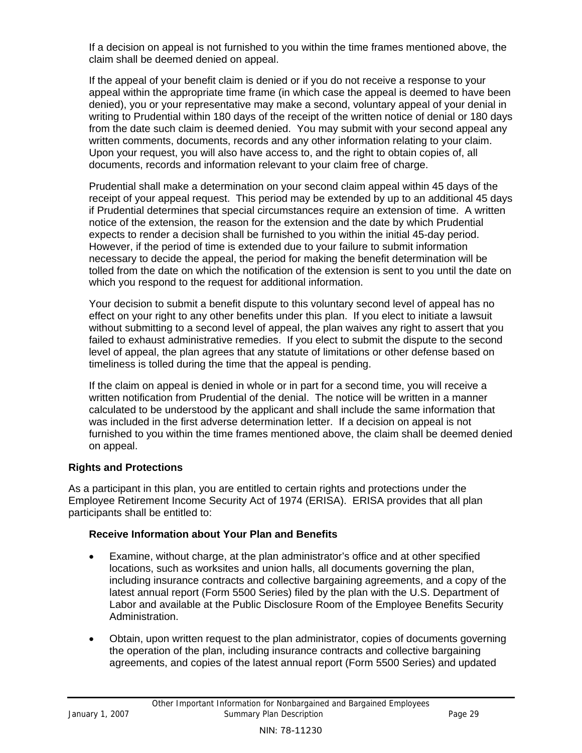If a decision on appeal is not furnished to you within the time frames mentioned above, the claim shall be deemed denied on appeal.

If the appeal of your benefit claim is denied or if you do not receive a response to your appeal within the appropriate time frame (in which case the appeal is deemed to have been denied), you or your representative may make a second, voluntary appeal of your denial in writing to Prudential within 180 days of the receipt of the written notice of denial or 180 days from the date such claim is deemed denied. You may submit with your second appeal any written comments, documents, records and any other information relating to your claim. Upon your request, you will also have access to, and the right to obtain copies of, all documents, records and information relevant to your claim free of charge.

Prudential shall make a determination on your second claim appeal within 45 days of the receipt of your appeal request. This period may be extended by up to an additional 45 days if Prudential determines that special circumstances require an extension of time. A written notice of the extension, the reason for the extension and the date by which Prudential expects to render a decision shall be furnished to you within the initial 45-day period. However, if the period of time is extended due to your failure to submit information necessary to decide the appeal, the period for making the benefit determination will be tolled from the date on which the notification of the extension is sent to you until the date on which you respond to the request for additional information.

Your decision to submit a benefit dispute to this voluntary second level of appeal has no effect on your right to any other benefits under this plan. If you elect to initiate a lawsuit without submitting to a second level of appeal, the plan waives any right to assert that you failed to exhaust administrative remedies. If you elect to submit the dispute to the second level of appeal, the plan agrees that any statute of limitations or other defense based on timeliness is tolled during the time that the appeal is pending.

If the claim on appeal is denied in whole or in part for a second time, you will receive a written notification from Prudential of the denial. The notice will be written in a manner calculated to be understood by the applicant and shall include the same information that was included in the first adverse determination letter. If a decision on appeal is not furnished to you within the time frames mentioned above, the claim shall be deemed denied on appeal.

## Rights and Protections

As a participant in this plan, you are entitled to certain rights and protections under the Employee Retirement Income Security Act of 1974 (ERISA). ERISA provides that all plan participants shall be entitled to:

### Receive Information about Your Plan and Benefits

- Examine, without charge, at the plan administrator's office and at other specified locations, such as worksites and union halls, all documents governing the plan, including insurance contracts and collective bargaining agreements, and a copy of the latest annual report (Form 5500 Series) filed by the plan with the U.S. Department of Labor and available at the Public Disclosure Room of the Employee Benefits Security Administration.

- Obtain, upon written request to the plan administrator, copies of documents governing the operation of the plan, including insurance contracts and collective bargaining agreements, and copies of the latest annual report (Form 5500 Series) and updated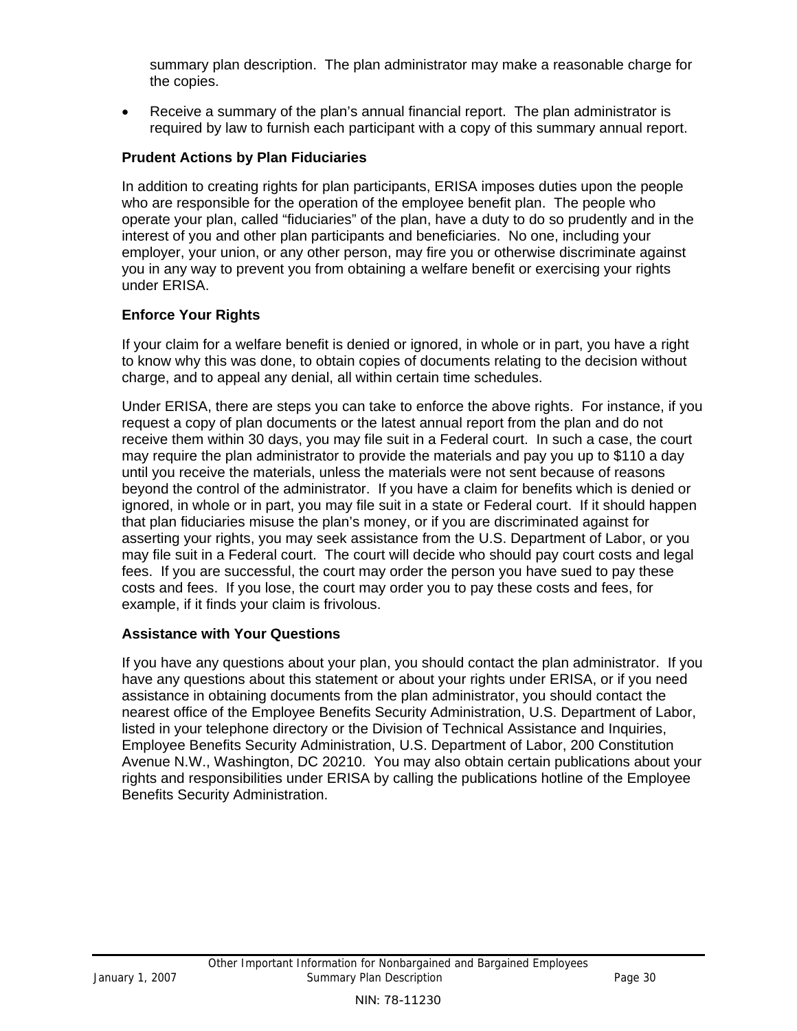summary plan description. The plan administrator may make a reasonable charge for the copies.

- Receive a summary of the plan's annual financial report. The plan administrator is required by law to furnish each participant with a copy of this summary annual report.

### Prudent Actions by Plan Fiduciaries

In addition to creating rights for plan participants, ERISA imposes duties upon the people who are responsible for the operation of the employee benefit plan. The people who operate your plan, called "fiduciaries" of the plan, have a duty to do so prudently and in the interest of you and other plan participants and beneficiaries. No one, including your employer, your union, or any other person, may fire you or otherwise discriminate against you in any way to prevent you from obtaining a welfare benefit or exercising your rights under ERISA.

### Enforce Your Rights

If your claim for a welfare benefit is denied or ignored, in whole or in part, you have a right to know why this was done, to obtain copies of documents relating to the decision without charge, and to appeal any denial, all within certain time schedules.

Under ERISA, there are steps you can take to enforce the above rights. For instance, if you request a copy of plan documents or the latest annual report from the plan and do not receive them within 30 days, you may file suit in a Federal court. In such a case, the court may require the plan administrator to provide the materials and pay you up to $110 a day until you receive the materials, unless the materials were not sent because of reasons beyond the control of the administrator. If you have a claim for benefits which is denied or ignored, in whole or in part, you may file suit in a state or Federal court. If it should happen that plan fiduciaries misuse the plan's money, or if you are discriminated against for asserting your rights, you may seek assistance from the U.S. Department of Labor, or you may file suit in a Federal court. The court will decide who should pay court costs and legal fees. If you are successful, the court may order the person you have sued to pay these costs and fees. If you lose, the court may order you to pay these costs and fees, for example, if it finds your claim is frivolous.

### Assistance with Your Questions

If you have any questions about your plan, you should contact the plan administrator. If you have any questions about this statement or about your rights under ERISA, or if you need assistance in obtaining documents from the plan administrator, you should contact the nearest office of the Employee Benefits Security Administration, U.S. Department of Labor, listed in your telephone directory or the Division of Technical Assistance and Inquiries, Employee Benefits Security Administration, U.S. Department of Labor, 200 Constitution Avenue N.W., Washington, DC 20210. You may also obtain certain publications about your rights and responsibilities under ERISA by calling the publications hotline of the Employee Benefits Security Administration.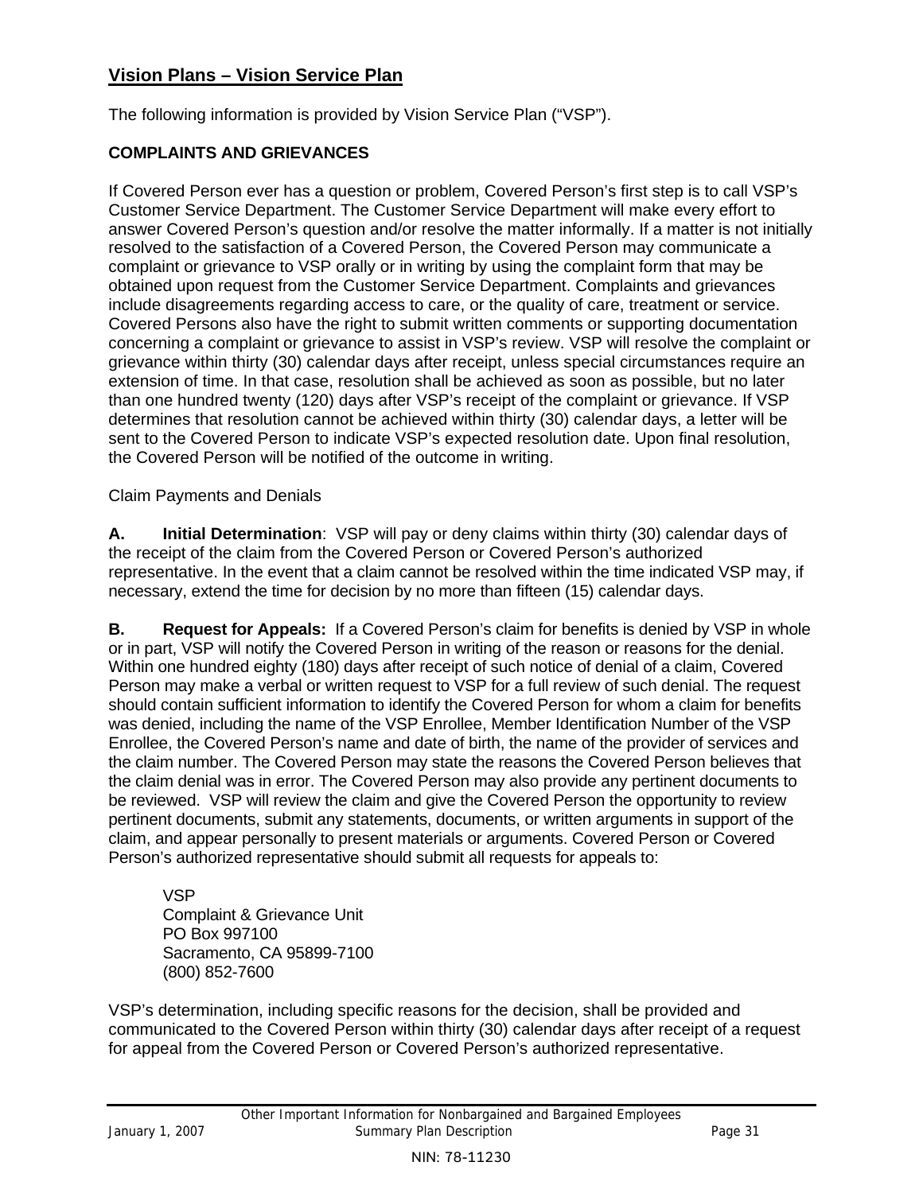## Vision Plans – Vision Service Plan

The following information is provided by Vision Service Plan ("VSP").

### COMPLAINTS AND GRIEVANCES

If Covered Person ever has a question or problem, Covered Person's first step is to call VSP's Customer Service Department. The Customer Service Department will make every effort to answer Covered Person's question and/or resolve the matter informally. If a matter is not initially resolved to the satisfaction of a Covered Person, the Covered Person may communicate a complaint or grievance to VSP orally or in writing by using the complaint form that may be obtained upon request from the Customer Service Department. Complaints and grievances include disagreements regarding access to care, or the quality of care, treatment or service. Covered Persons also have the right to submit written comments or supporting documentation concerning a complaint or grievance to assist in VSP's review. VSP will resolve the complaint or grievance within thirty (30) calendar days after receipt, unless special circumstances require an extension of time. In that case, resolution shall be achieved as soon as possible, but no later than one hundred twenty (120) days after VSP's receipt of the complaint or grievance. If VSP determines that resolution cannot be achieved within thirty (30) calendar days, a letter will be sent to the Covered Person to indicate VSP's expected resolution date. Upon final resolution, the Covered Person will be notified of the outcome in writing.

Claim Payments and Denials

**A. Initial Determination**: VSP will pay or deny claims within thirty (30) calendar days of the receipt of the claim from the Covered Person or Covered Person's authorized representative. In the event that a claim cannot be resolved within the time indicated VSP may, if necessary, extend the time for decision by no more than fifteen (15) calendar days.

**B. Request for Appeals:** If a Covered Person's claim for benefits is denied by VSP in whole or in part, VSP will notify the Covered Person in writing of the reason or reasons for the denial. Within one hundred eighty (180) days after receipt of such notice of denial of a claim, Covered Person may make a verbal or written request to VSP for a full review of such denial. The request should contain sufficient information to identify the Covered Person for whom a claim for benefits was denied, including the name of the VSP Enrollee, Member Identification Number of the VSP Enrollee, the Covered Person's name and date of birth, the name of the provider of services and the claim number. The Covered Person may state the reasons the Covered Person believes that the claim denial was in error. The Covered Person may also provide any pertinent documents to be reviewed. VSP will review the claim and give the Covered Person the opportunity to review pertinent documents, submit any statements, documents, or written arguments in support of the claim, and appear personally to present materials or arguments. Covered Person or Covered Person's authorized representative should submit all requests for appeals to:

VSP
Complaint & Grievance Unit
PO Box 997100
Sacramento, CA 95899-7100
(800) 852-7600

VSP's determination, including specific reasons for the decision, shall be provided and communicated to the Covered Person within thirty (30) calendar days after receipt of a request for appeal from the Covered Person or Covered Person's authorized representative.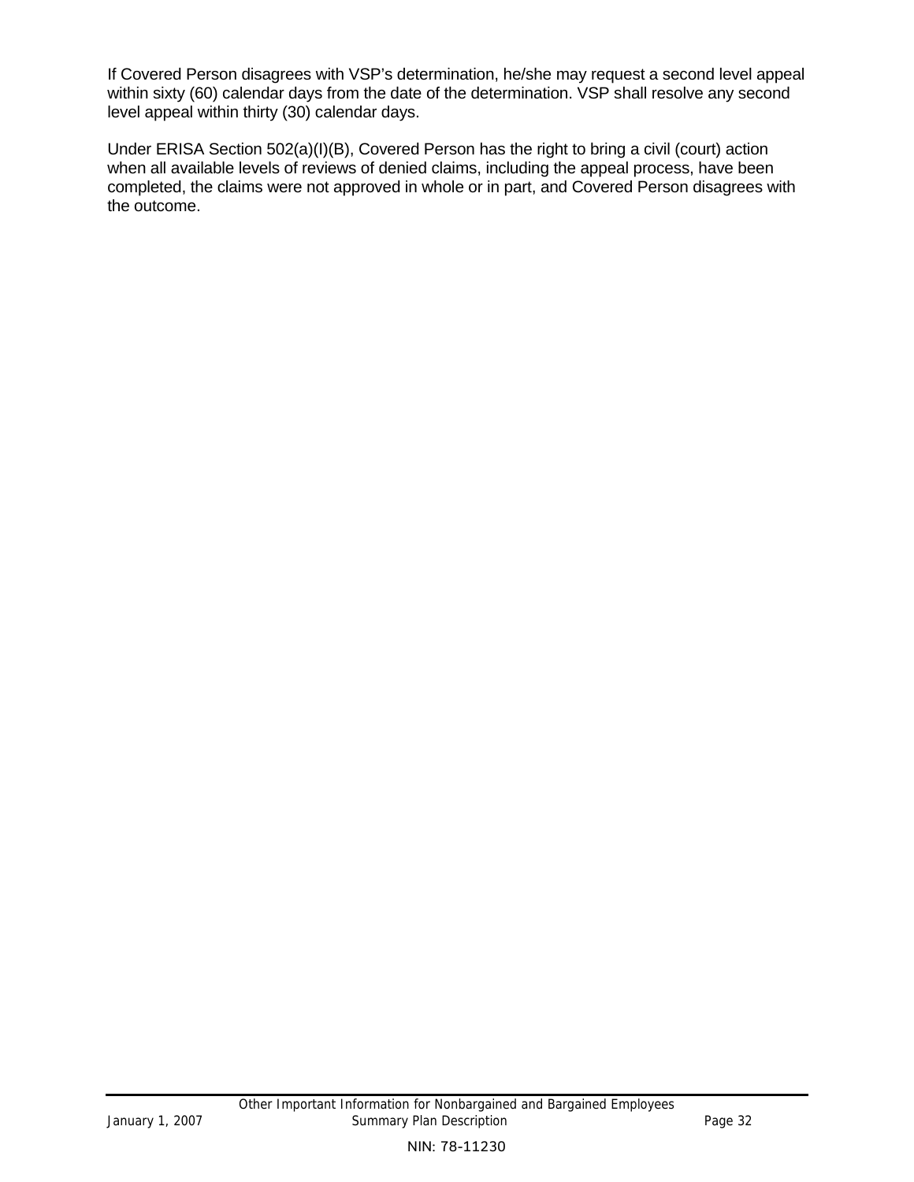If Covered Person disagrees with VSP's determination, he/she may request a second level appeal within sixty (60) calendar days from the date of the determination. VSP shall resolve any second level appeal within thirty (30) calendar days.

Under ERISA Section 502(a)(I)(B), Covered Person has the right to bring a civil (court) action when all available levels of reviews of denied claims, including the appeal process, have been completed, the claims were not approved in whole or in part, and Covered Person disagrees with the outcome.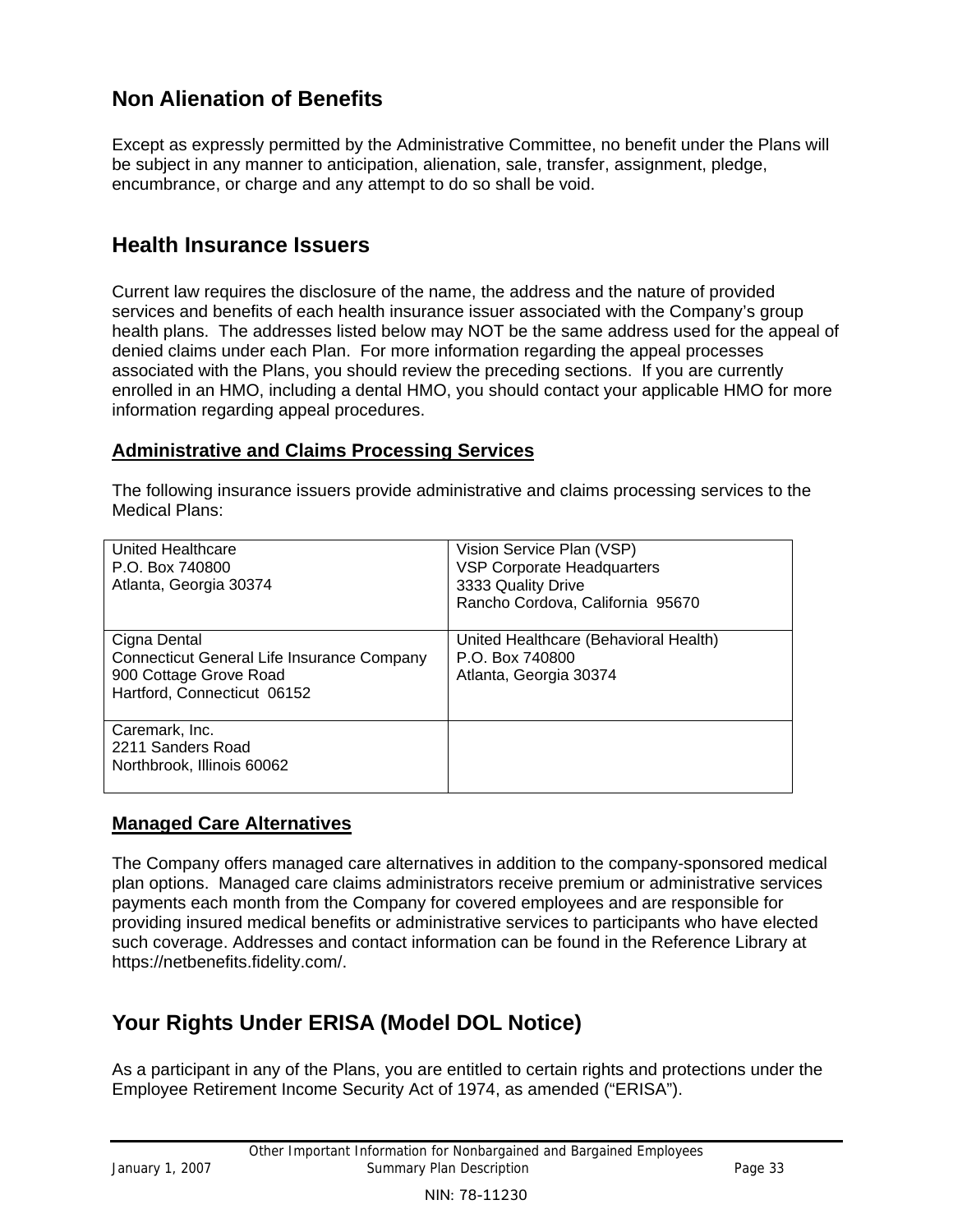## Non Alienation of Benefits

Except as expressly permitted by the Administrative Committee, no benefit under the Plans will be subject in any manner to anticipation, alienation, sale, transfer, assignment, pledge, encumbrance, or charge and any attempt to do so shall be void.

## Health Insurance Issuers

Current law requires the disclosure of the name, the address and the nature of provided services and benefits of each health insurance issuer associated with the Company's group health plans. The addresses listed below may NOT be the same address used for the appeal of denied claims under each Plan. For more information regarding the appeal processes associated with the Plans, you should review the preceding sections. If you are currently enrolled in an HMO, including a dental HMO, you should contact your applicable HMO for more information regarding appeal procedures.

### Administrative and Claims Processing Services

The following insurance issuers provide administrative and claims processing services to the Medical Plans:

| | |
|---|---|
| United Healthcare<br>P.O. Box 740800<br>Atlanta, Georgia 30374 | Vision Service Plan (VSP)<br>VSP Corporate Headquarters<br>3333 Quality Drive<br>Rancho Cordova, California 95670 |
| Cigna Dental<br>Connecticut General Life Insurance Company<br>900 Cottage Grove Road<br>Hartford, Connecticut 06152 | United Healthcare (Behavioral Health)<br>P.O. Box 740800<br>Atlanta, Georgia 30374 |
| Caremark, Inc.<br>2211 Sanders Road<br>Northbrook, Illinois 60062 | |

### Managed Care Alternatives

The Company offers managed care alternatives in addition to the company-sponsored medical plan options. Managed care claims administrators receive premium or administrative services payments each month from the Company for covered employees and are responsible for providing insured medical benefits or administrative services to participants who have elected such coverage. Addresses and contact information can be found in the Reference Library at https://netbenefits.fidelity.com/.

## Your Rights Under ERISA (Model DOL Notice)

As a participant in any of the Plans, you are entitled to certain rights and protections under the Employee Retirement Income Security Act of 1974, as amended ("ERISA").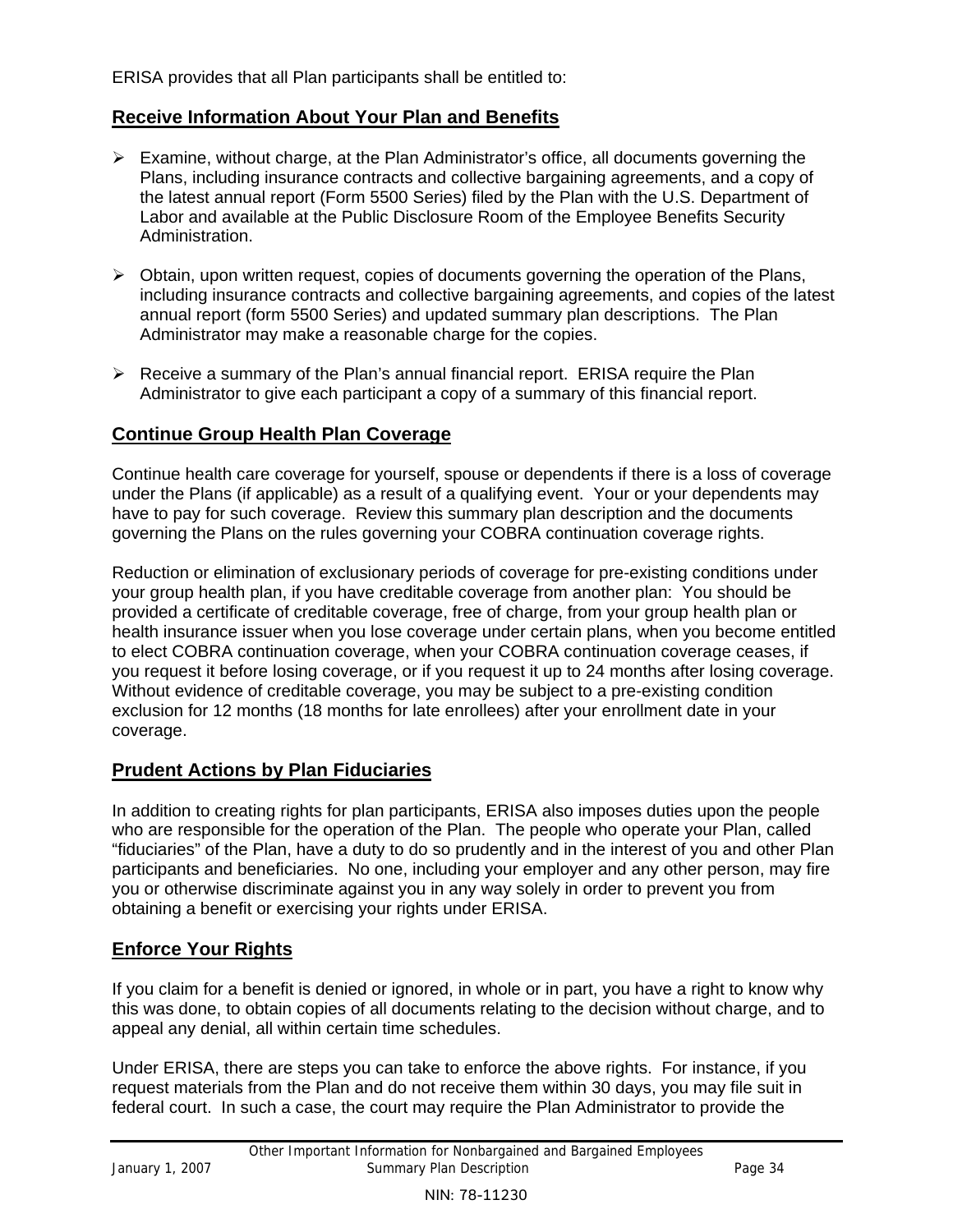ERISA provides that all Plan participants shall be entitled to:

## Receive Information About Your Plan and Benefits

- Examine, without charge, at the Plan Administrator's office, all documents governing the Plans, including insurance contracts and collective bargaining agreements, and a copy of the latest annual report (Form 5500 Series) filed by the Plan with the U.S. Department of Labor and available at the Public Disclosure Room of the Employee Benefits Security Administration.

- Obtain, upon written request, copies of documents governing the operation of the Plans, including insurance contracts and collective bargaining agreements, and copies of the latest annual report (form 5500 Series) and updated summary plan descriptions. The Plan Administrator may make a reasonable charge for the copies.

- Receive a summary of the Plan's annual financial report. ERISA require the Plan Administrator to give each participant a copy of a summary of this financial report.

## Continue Group Health Plan Coverage

Continue health care coverage for yourself, spouse or dependents if there is a loss of coverage under the Plans (if applicable) as a result of a qualifying event. Your or your dependents may have to pay for such coverage. Review this summary plan description and the documents governing the Plans on the rules governing your COBRA continuation coverage rights.

Reduction or elimination of exclusionary periods of coverage for pre-existing conditions under your group health plan, if you have creditable coverage from another plan: You should be provided a certificate of creditable coverage, free of charge, from your group health plan or health insurance issuer when you lose coverage under certain plans, when you become entitled to elect COBRA continuation coverage, when your COBRA continuation coverage ceases, if you request it before losing coverage, or if you request it up to 24 months after losing coverage. Without evidence of creditable coverage, you may be subject to a pre-existing condition exclusion for 12 months (18 months for late enrollees) after your enrollment date in your coverage.

## Prudent Actions by Plan Fiduciaries

In addition to creating rights for plan participants, ERISA also imposes duties upon the people who are responsible for the operation of the Plan. The people who operate your Plan, called "fiduciaries" of the Plan, have a duty to do so prudently and in the interest of you and other Plan participants and beneficiaries. No one, including your employer and any other person, may fire you or otherwise discriminate against you in any way solely in order to prevent you from obtaining a benefit or exercising your rights under ERISA.

## Enforce Your Rights

If you claim for a benefit is denied or ignored, in whole or in part, you have a right to know why this was done, to obtain copies of all documents relating to the decision without charge, and to appeal any denial, all within certain time schedules.

Under ERISA, there are steps you can take to enforce the above rights. For instance, if you request materials from the Plan and do not receive them within 30 days, you may file suit in federal court. In such a case, the court may require the Plan Administrator to provide the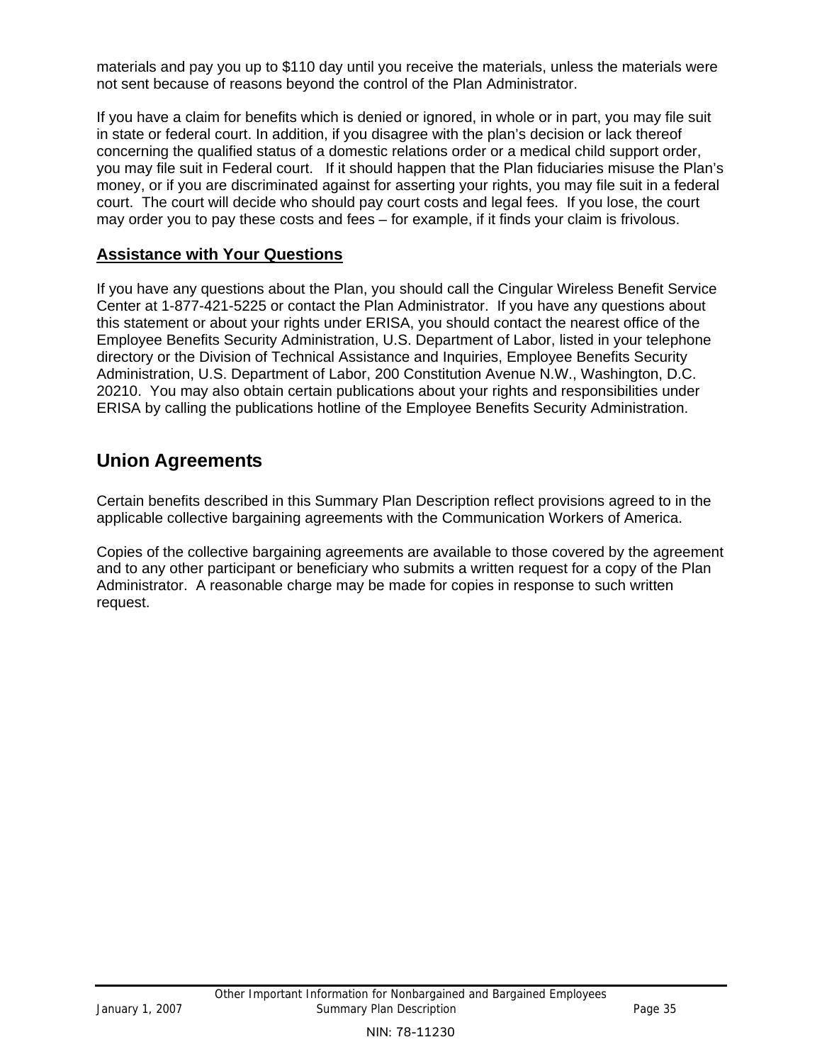materials and pay you up to $110 day until you receive the materials, unless the materials were not sent because of reasons beyond the control of the Plan Administrator.

If you have a claim for benefits which is denied or ignored, in whole or in part, you may file suit in state or federal court. In addition, if you disagree with the plan's decision or lack thereof concerning the qualified status of a domestic relations order or a medical child support order, you may file suit in Federal court. If it should happen that the Plan fiduciaries misuse the Plan's money, or if you are discriminated against for asserting your rights, you may file suit in a federal court. The court will decide who should pay court costs and legal fees. If you lose, the court may order you to pay these costs and fees – for example, if it finds your claim is frivolous.

### Assistance with Your Questions

If you have any questions about the Plan, you should call the Cingular Wireless Benefit Service Center at 1-877-421-5225 or contact the Plan Administrator. If you have any questions about this statement or about your rights under ERISA, you should contact the nearest office of the Employee Benefits Security Administration, U.S. Department of Labor, listed in your telephone directory or the Division of Technical Assistance and Inquiries, Employee Benefits Security Administration, U.S. Department of Labor, 200 Constitution Avenue N.W., Washington, D.C. 20210. You may also obtain certain publications about your rights and responsibilities under ERISA by calling the publications hotline of the Employee Benefits Security Administration.

## Union Agreements

Certain benefits described in this Summary Plan Description reflect provisions agreed to in the applicable collective bargaining agreements with the Communication Workers of America.

Copies of the collective bargaining agreements are available to those covered by the agreement and to any other participant or beneficiary who submits a written request for a copy of the Plan Administrator. A reasonable charge may be made for copies in response to such written request.